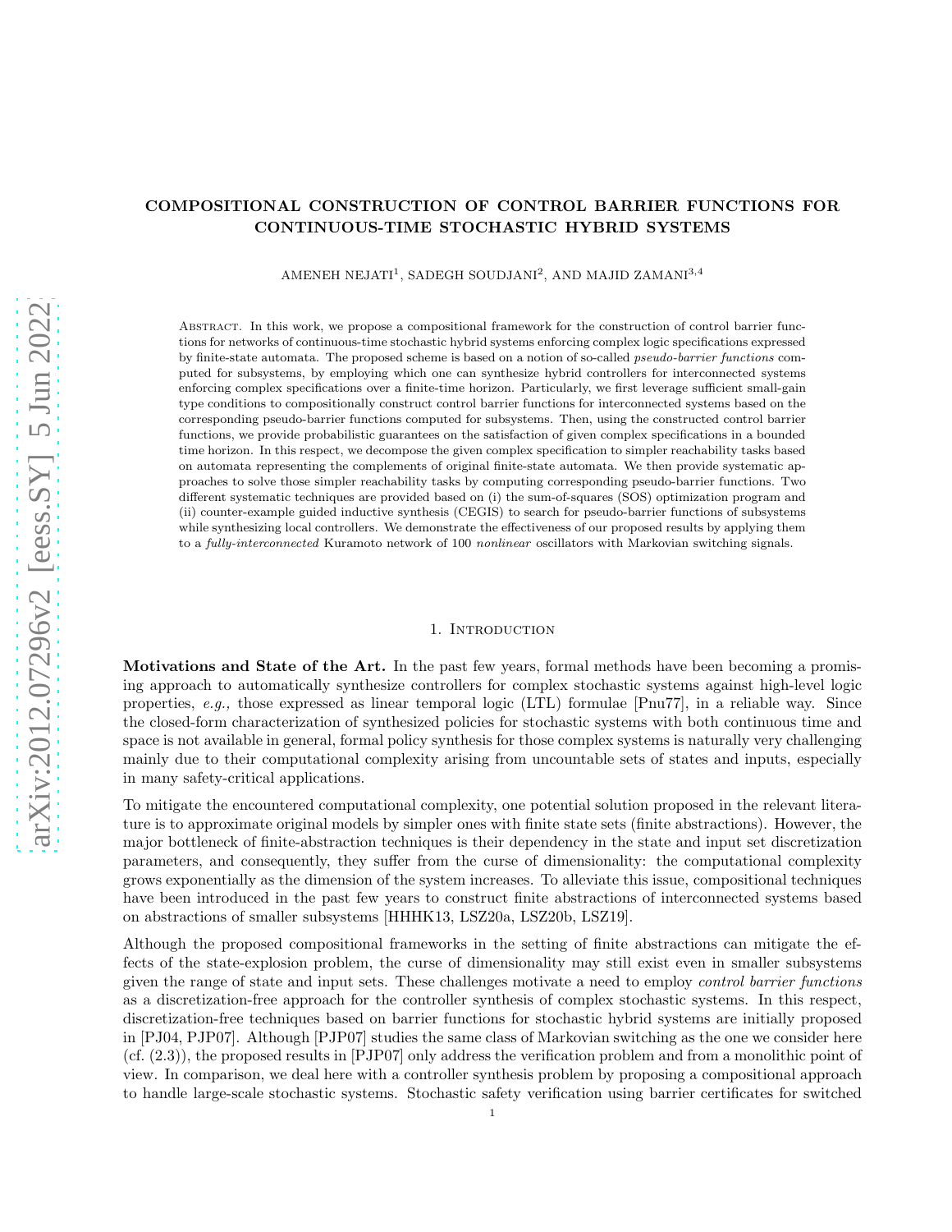# COMPOSITIONAL CONSTRUCTION OF CONTROL BARRIER FUNCTIONS FOR CONTINUOUS-TIME STOCHASTIC HYBRID SYSTEMS

AMENEH NEJATI[1], SADEGH SOUDJANI[2], AND MAJID ZAMANI[3,4]

Abstract. In this work, we propose a compositional framework for the construction of control barrier functions for networks of continuous-time stochastic hybrid systems enforcing complex logic specifications expressed by finite-state automata. The proposed scheme is based on a notion of so-called *pseudo-barrier functions* computed for subsystems, by employing which one can synthesize hybrid controllers for interconnected systems enforcing complex specifications over a finite-time horizon. Particularly, we first leverage sufficient small-gain type conditions to compositionally construct control barrier functions for interconnected systems based on the corresponding pseudo-barrier functions computed for subsystems. Then, using the constructed control barrier functions, we provide probabilistic guarantees on the satisfaction of given complex specifications in a bounded time horizon. In this respect, we decompose the given complex specification to simpler reachability tasks based on automata representing the complements of original finite-state automata. We then provide systematic approaches to solve those simpler reachability tasks by computing corresponding pseudo-barrier functions. Two different systematic techniques are provided based on (i) the sum-of-squares (SOS) optimization program and (ii) counter-example guided inductive synthesis (CEGIS) to search for pseudo-barrier functions of subsystems while synthesizing local controllers. We demonstrate the effectiveness of our proposed results by applying them to a *fully-interconnected* Kuramoto network of 100 *nonlinear* oscillators with Markovian switching signals.

## 1. Introduction

**Motivations and State of the Art.** In the past few years, formal methods have been becoming a promising approach to automatically synthesize controllers for complex stochastic systems against high-level logic properties, *e.g.,* those expressed as linear temporal logic (LTL) formulae [Pnu77], in a reliable way. Since the closed-form characterization of synthesized policies for stochastic systems with both continuous time and space is not available in general, formal policy synthesis for those complex systems is naturally very challenging mainly due to their computational complexity arising from uncountable sets of states and inputs, especially in many safety-critical applications.

To mitigate the encountered computational complexity, one potential solution proposed in the relevant literature is to approximate original models by simpler ones with finite state sets (finite abstractions). However, the major bottleneck of finite-abstraction techniques is their dependency in the state and input set discretization parameters, and consequently, they suffer from the curse of dimensionality: the computational complexity grows exponentially as the dimension of the system increases. To alleviate this issue, compositional techniques have been introduced in the past few years to construct finite abstractions of interconnected systems based on abstractions of smaller subsystems [HHHK13, LSZ20a, LSZ20b, LSZ19].

Although the proposed compositional frameworks in the setting of finite abstractions can mitigate the effects of the state-explosion problem, the curse of dimensionality may still exist even in smaller subsystems given the range of state and input sets. These challenges motivate a need to employ *control barrier functions* as a discretization-free approach for the controller synthesis of complex stochastic systems. In this respect, discretization-free techniques based on barrier functions for stochastic hybrid systems are initially proposed in [PJ04, PJP07]. Although [PJP07] studies the same class of Markovian switching as the one we consider here (cf. (2.3)), the proposed results in [PJP07] only address the verification problem and from a monolithic point of view. In comparison, we deal here with a controller synthesis problem by proposing a compositional approach to handle large-scale stochastic systems. Stochastic safety verification using barrier certificates for switched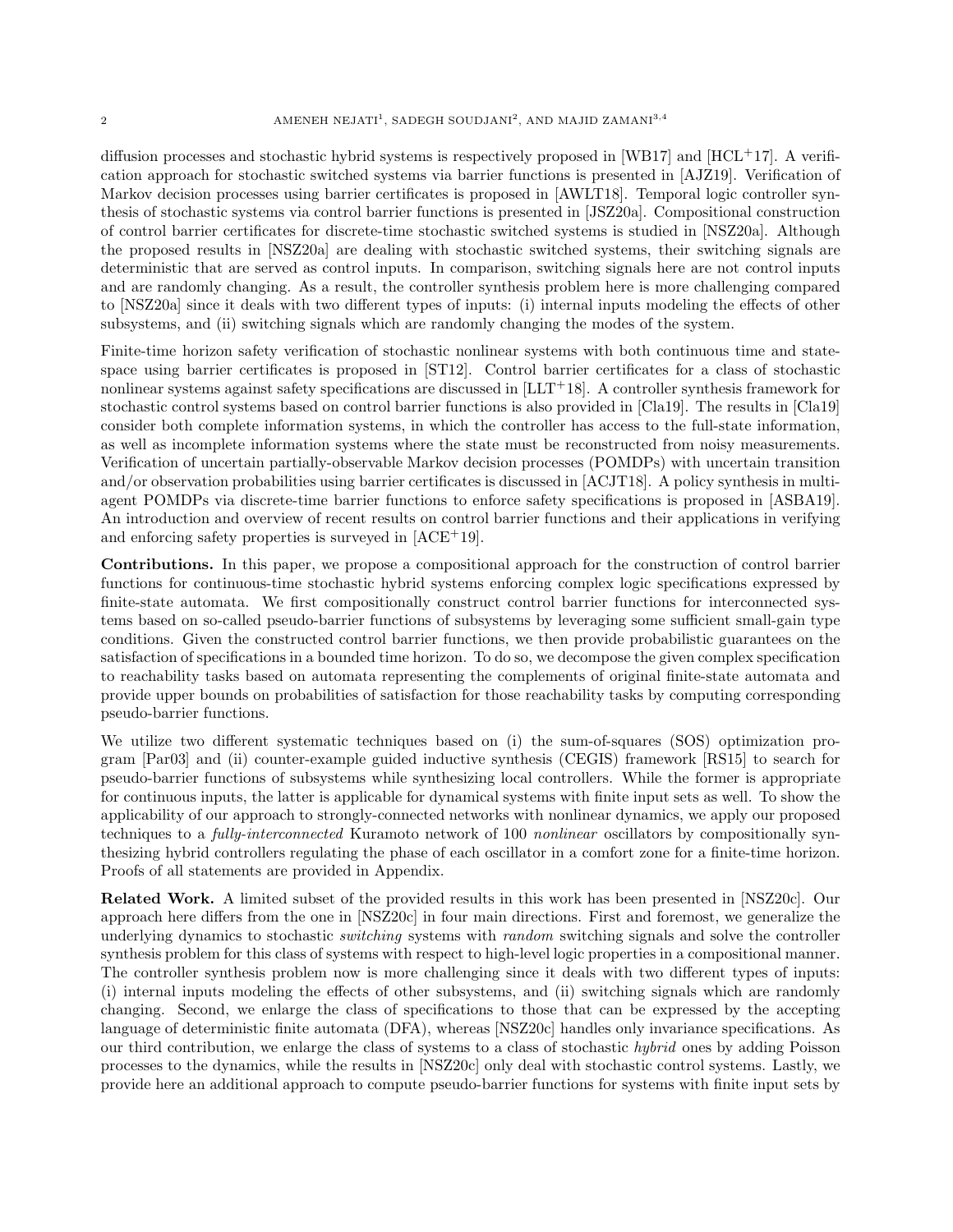diffusion processes and stochastic hybrid systems is respectively proposed in [WB17] and [HCL+17]. A verification approach for stochastic switched systems via barrier functions is presented in [AJZ19]. Verification of Markov decision processes using barrier certificates is proposed in [AWLT18]. Temporal logic controller synthesis of stochastic systems via control barrier functions is presented in [JSZ20a]. Compositional construction of control barrier certificates for discrete-time stochastic switched systems is studied in [NSZ20a]. Although the proposed results in [NSZ20a] are dealing with stochastic switched systems, their switching signals are deterministic that are served as control inputs. In comparison, switching signals here are not control inputs and are randomly changing. As a result, the controller synthesis problem here is more challenging compared to [NSZ20a] since it deals with two different types of inputs: (i) internal inputs modeling the effects of other subsystems, and (ii) switching signals which are randomly changing the modes of the system.

Finite-time horizon safety verification of stochastic nonlinear systems with both continuous time and state-space using barrier certificates is proposed in [ST12]. Control barrier certificates for a class of stochastic nonlinear systems against safety specifications are discussed in [LLT+18]. A controller synthesis framework for stochastic control systems based on control barrier functions is also provided in [Cla19]. The results in [Cla19] consider both complete information systems, in which the controller has access to the full-state information, as well as incomplete information systems where the state must be reconstructed from noisy measurements. Verification of uncertain partially-observable Markov decision processes (POMDPs) with uncertain transition and/or observation probabilities using barrier certificates is discussed in [ACJT18]. A policy synthesis in multi-agent POMDPs via discrete-time barrier functions to enforce safety specifications is proposed in [ASBA19]. An introduction and overview of recent results on control barrier functions and their applications in verifying and enforcing safety properties is surveyed in [ACE+19].

**Contributions.** In this paper, we propose a compositional approach for the construction of control barrier functions for continuous-time stochastic hybrid systems enforcing complex logic specifications expressed by finite-state automata. We first compositionally construct control barrier functions for interconnected systems based on so-called pseudo-barrier functions of subsystems by leveraging some sufficient small-gain type conditions. Given the constructed control barrier functions, we then provide probabilistic guarantees on the satisfaction of specifications in a bounded time horizon. To do so, we decompose the given complex specification to reachability tasks based on automata representing the complements of original finite-state automata and provide upper bounds on probabilities of satisfaction for those reachability tasks by computing corresponding pseudo-barrier functions.

We utilize two different systematic techniques based on (i) the sum-of-squares (SOS) optimization program [Par03] and (ii) counter-example guided inductive synthesis (CEGIS) framework [RS15] to search for pseudo-barrier functions of subsystems while synthesizing local controllers. While the former is appropriate for continuous inputs, the latter is applicable for dynamical systems with finite input sets as well. To show the applicability of our approach to strongly-connected networks with nonlinear dynamics, we apply our proposed techniques to a *fully-interconnected* Kuramoto network of 100 *nonlinear* oscillators by compositionally synthesizing hybrid controllers regulating the phase of each oscillator in a comfort zone for a finite-time horizon. Proofs of all statements are provided in Appendix.

**Related Work.** A limited subset of the provided results in this work has been presented in [NSZ20c]. Our approach here differs from the one in [NSZ20c] in four main directions. First and foremost, we generalize the underlying dynamics to stochastic *switching* systems with *random* switching signals and solve the controller synthesis problem for this class of systems with respect to high-level logic properties in a compositional manner. The controller synthesis problem now is more challenging since it deals with two different types of inputs: (i) internal inputs modeling the effects of other subsystems, and (ii) switching signals which are randomly changing. Second, we enlarge the class of specifications to those that can be expressed by the accepting language of deterministic finite automata (DFA), whereas [NSZ20c] handles only invariance specifications. As our third contribution, we enlarge the class of systems to a class of stochastic *hybrid* ones by adding Poisson processes to the dynamics, while the results in [NSZ20c] only deal with stochastic control systems. Lastly, we provide here an additional approach to compute pseudo-barrier functions for systems with finite input sets by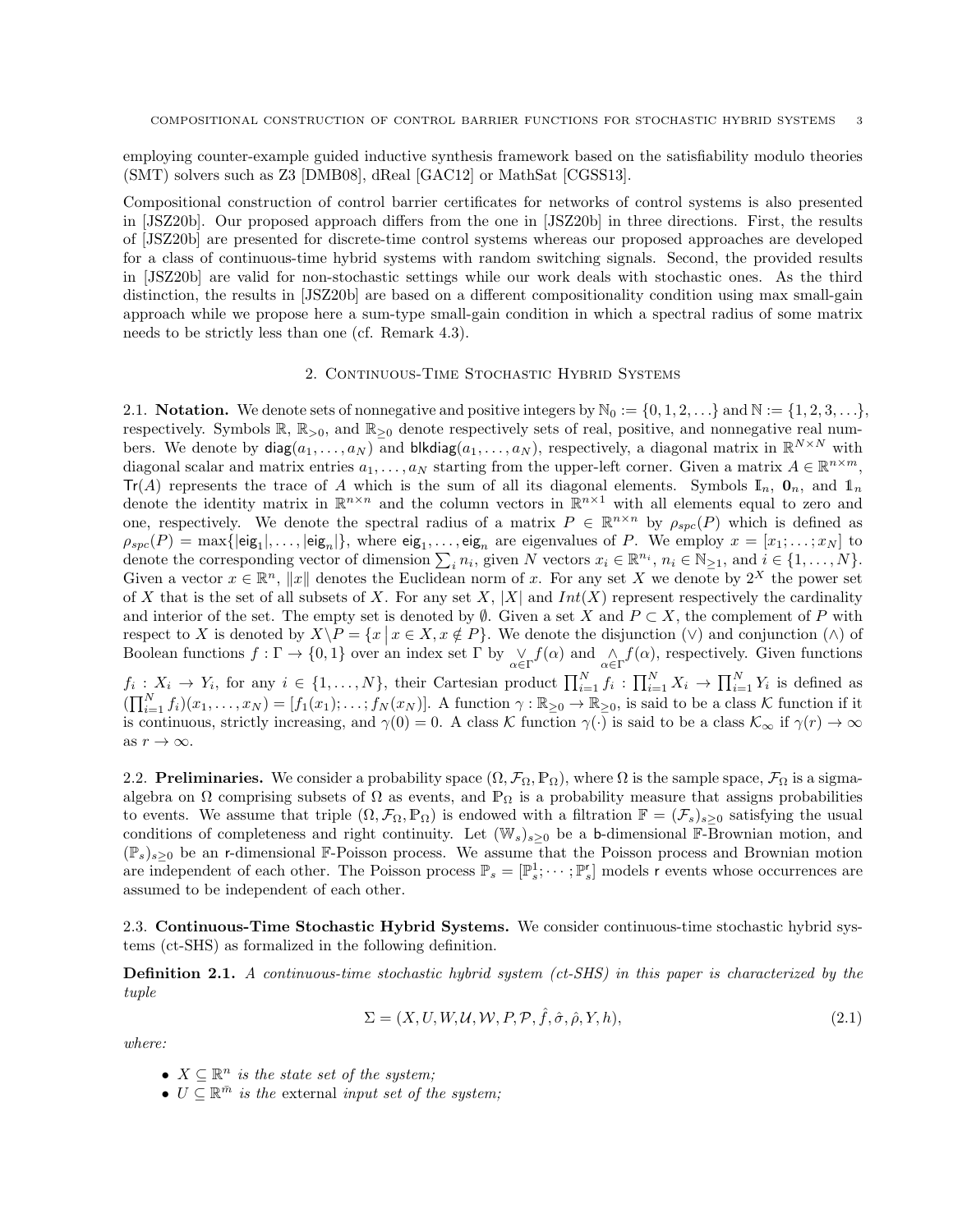employing counter-example guided inductive synthesis framework based on the satisfiability modulo theories (SMT) solvers such as Z3 [DMB08], dReal [GAC12] or MathSat [CGSS13].

Compositional construction of control barrier certificates for networks of control systems is also presented in [JSZ20b]. Our proposed approach differs from the one in [JSZ20b] in three directions. First, the results of [JSZ20b] are presented for discrete-time control systems whereas our proposed approaches are developed for a class of continuous-time hybrid systems with random switching signals. Second, the provided results in [JSZ20b] are valid for non-stochastic settings while our work deals with stochastic ones. As the third distinction, the results in [JSZ20b] are based on a different compositionality condition using max small-gain approach while we propose here a sum-type small-gain condition in which a spectral radius of some matrix needs to be strictly less than one (cf. Remark 4.3).

## 2. Continuous-Time Stochastic Hybrid Systems

**2.1. Notation.** We denote sets of nonnegative and positive integers by $\mathbb{N}_0 := \{0, 1, 2, \ldots\}$ and $\mathbb{N} := \{1, 2, 3, \ldots\}$, respectively. Symbols $\mathbb{R}$, $\mathbb{R}_{>0}$, and $\mathbb{R}_{\geq 0}$ denote respectively sets of real, positive, and nonnegative real numbers. We denote by $\mathsf{diag}(a_1, \ldots, a_N)$ and $\mathsf{blkdiag}(a_1, \ldots, a_N)$, respectively, a diagonal matrix in $\mathbb{R}^{N\times N}$ with diagonal scalar and matrix entries $a_1, \ldots, a_N$ starting from the upper-left corner. Given a matrix $A \in \mathbb{R}^{n\times m}$, $\mathsf{Tr}(A)$ represents the trace of $A$ which is the sum of all its diagonal elements. Symbols $\mathbb{I}_n$, $\mathbf{0}_n$, and $\mathbb{1}_n$ denote the identity matrix in $\mathbb{R}^{n\times n}$ and the column vectors in $\mathbb{R}^{n\times 1}$ with all elements equal to zero and one, respectively. We denote the spectral radius of a matrix $P \in \mathbb{R}^{n\times n}$ by $\rho_{spc}(P)$ which is defined as $\rho_{spc}(P) = \max\{|\mathsf{eig}_1|, \ldots, |\mathsf{eig}_n|\}$, where $\mathsf{eig}_1, \ldots, \mathsf{eig}_n$ are eigenvalues of $P$. We employ $x = [x_1; \ldots; x_N]$ to denote the corresponding vector of dimension $\sum_i n_i$, given $N$ vectors $x_i \in \mathbb{R}^{n_i}$, $n_i \in \mathbb{N}_{\geq 1}$, and $i \in \{1, \ldots, N\}$. Given a vector $x \in \mathbb{R}^n$, $\|x\|$ denotes the Euclidean norm of $x$. For any set $X$ we denote by $2^X$ the power set of $X$ that is the set of all subsets of $X$. For any set $X$, $|X|$ and $Int(X)$ represent respectively the cardinality and interior of the set. The empty set is denoted by $\emptyset$. Given a set $X$ and $P \subset X$, the complement of $P$ with respect to $X$ is denoted by $X\backslash P = \{x \,|\, x \in X, x \notin P\}$. We denote the disjunction ($\vee$) and conjunction ($\wedge$) of Boolean functions $f : \Gamma \to \{0, 1\}$ over an index set $\Gamma$ by $\underset{\alpha\in\Gamma}{\vee} f(\alpha)$ and $\underset{\alpha\in\Gamma}{\wedge} f(\alpha)$, respectively. Given functions $f_i : X_i \to Y_i$, for any $i \in \{1, \ldots, N\}$, their Cartesian product $\prod_{i=1}^N f_i : \prod_{i=1}^N X_i \to \prod_{i=1}^N Y_i$ is defined as $(\prod_{i=1}^N f_i)(x_1, \ldots, x_N) = [f_1(x_1); \ldots; f_N(x_N)]$. A function $\gamma : \mathbb{R}_{\geq 0} \to \mathbb{R}_{\geq 0}$, is said to be a class $\mathcal{K}$ function if it is continuous, strictly increasing, and $\gamma(0) = 0$. A class $\mathcal{K}$ function $\gamma(\cdot)$ is said to be a class $\mathcal{K}_\infty$ if $\gamma(r) \to \infty$ as $r \to \infty$.

**2.2. Preliminaries.** We consider a probability space $(\Omega, \mathcal{F}_\Omega, \mathbb{P}_\Omega)$, where $\Omega$ is the sample space, $\mathcal{F}_\Omega$ is a sigma-algebra on $\Omega$ comprising subsets of $\Omega$ as events, and $\mathbb{P}_\Omega$ is a probability measure that assigns probabilities to events. We assume that triple $(\Omega, \mathcal{F}_\Omega, \mathbb{P}_\Omega)$ is endowed with a filtration $\mathbb{F} = (\mathcal{F}_s)_{s\geq 0}$ satisfying the usual conditions of completeness and right continuity. Let $(\mathbb{W}_s)_{s\geq 0}$ be a $\mathsf{b}$-dimensional $\mathbb{F}$-Brownian motion, and $(\mathbb{P}_s)_{s\geq 0}$ be an $\mathsf{r}$-dimensional $\mathbb{F}$-Poisson process. We assume that the Poisson process and Brownian motion are independent of each other. The Poisson process $\mathbb{P}_s = [\mathbb{P}_s^1; \cdots; \mathbb{P}_s^{\mathsf{r}}]$ models $\mathsf{r}$ events whose occurrences are assumed to be independent of each other.

**2.3. Continuous-Time Stochastic Hybrid Systems.** We consider continuous-time stochastic hybrid systems (ct-SHS) as formalized in the following definition.

**Definition 2.1.** *A continuous-time stochastic hybrid system (ct-SHS) in this paper is characterized by the tuple*

$$\Sigma = (X, U, W, \mathcal{U}, \mathcal{W}, P, \mathcal{P}, \hat{f}, \hat{\sigma}, \hat{\rho}, Y, h), \tag{2.1}$$

*where:*

- $X \subseteq \mathbb{R}^n$ *is the state set of the system;*
- $U \subseteq \mathbb{R}^{\bar{m}}$ *is the* external *input set of the system;*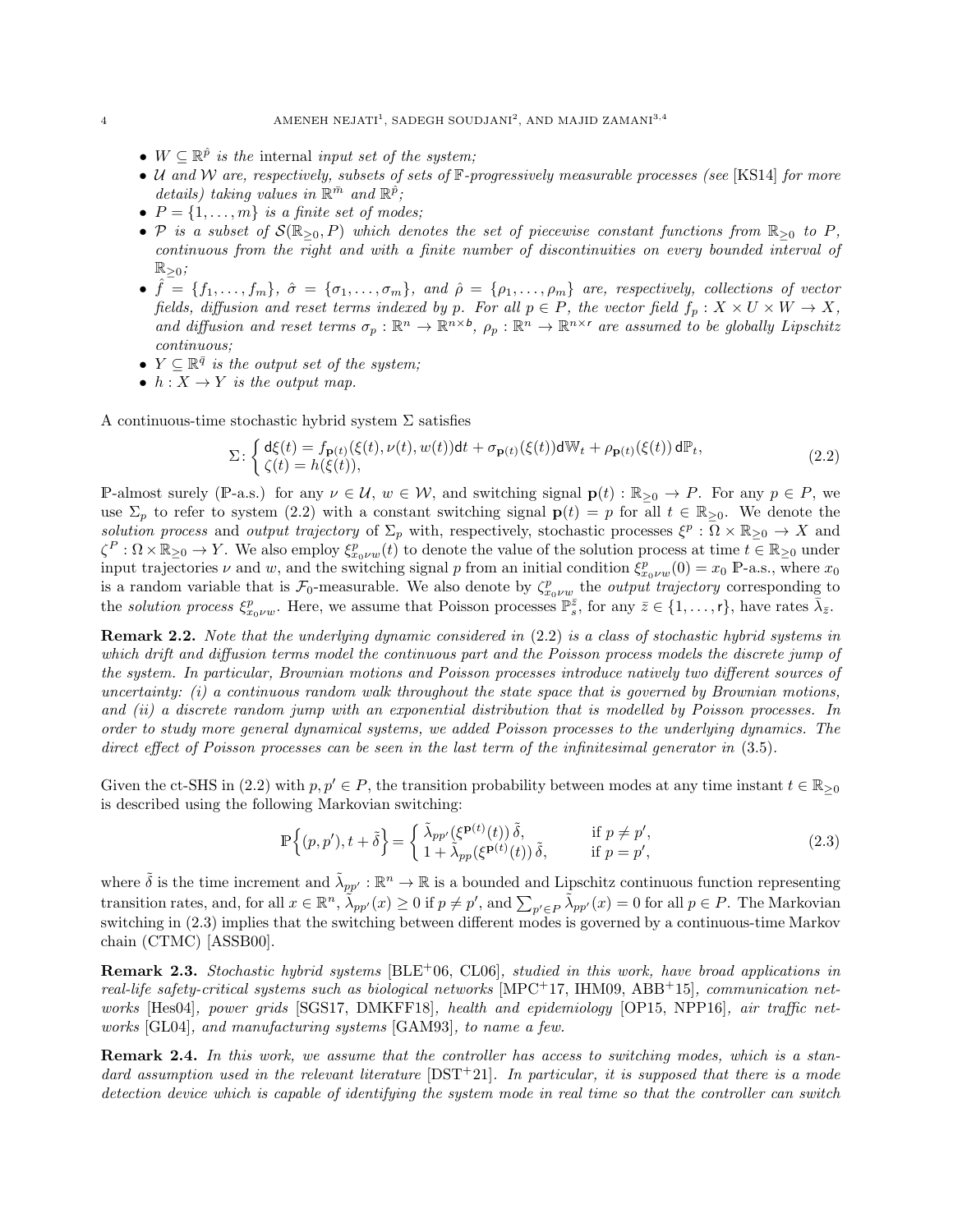- $W \subseteq \mathbb{R}^{\hat{p}}$ *is the* internal *input set of the system;*
- $\mathcal{U}$ *and* $\mathcal{W}$ *are, respectively, subsets of sets of* $\mathbb{F}$*-progressively measurable processes (see* [KS14] *for more details) taking values in* $\mathbb{R}^{\bar{m}}$ *and* $\mathbb{R}^{\hat{p}}$*;*
- $P = \{1, \dots, m\}$ *is a finite set of modes;*
- $\mathcal{P}$ *is a subset of* $\mathcal{S}(\mathbb{R}_{\geq 0}, P)$ *which denotes the set of piecewise constant functions from* $\mathbb{R}_{\geq 0}$ *to* $P$*, continuous from the right and with a finite number of discontinuities on every bounded interval of* $\mathbb{R}_{\geq 0}$*;*
- $\hat{f} = \{f_1, \dots, f_m\}$*,* $\hat{\sigma} = \{\sigma_1, \dots, \sigma_m\}$*, and* $\hat{\rho} = \{\rho_1, \dots, \rho_m\}$ *are, respectively, collections of vector fields, diffusion and reset terms indexed by* $p$*. For all* $p \in P$*, the vector field* $f_p : X \times U \times W \to X$*, and diffusion and reset terms* $\sigma_p : \mathbb{R}^n \to \mathbb{R}^{n \times \mathsf{b}}$*,* $\rho_p : \mathbb{R}^n \to \mathbb{R}^{n \times \mathsf{r}}$ *are assumed to be globally Lipschitz continuous;*
- $Y \subseteq \mathbb{R}^{\bar{q}}$ *is the output set of the system;*
- $h : X \to Y$ *is the output map.*

A continuous-time stochastic hybrid system $\Sigma$ satisfies

$$\Sigma\colon \begin{cases} \mathsf{d}\xi(t) = f_{\mathbf{p}(t)}(\xi(t), \nu(t), w(t))\mathsf{d}t + \sigma_{\mathbf{p}(t)}(\xi(t))\mathsf{d}\mathbb{W}_t + \rho_{\mathbf{p}(t)}(\xi(t))\,\mathsf{d}\mathbb{P}_t, \\ \zeta(t) = h(\xi(t)), \end{cases} \tag{2.2}$$

$\mathbb{P}$-almost surely ($\mathbb{P}$-a.s.) for any $\nu \in \mathcal{U}$, $w \in \mathcal{W}$, and switching signal $\mathbf{p}(t) : \mathbb{R}_{\geq 0} \to P$. For any $p \in P$, we use $\Sigma_p$ to refer to system (2.2) with a constant switching signal $\mathbf{p}(t) = p$ for all $t \in \mathbb{R}_{\geq 0}$. We denote the *solution process* and *output trajectory* of $\Sigma_p$ with, respectively, stochastic processes $\xi^p : \Omega \times \mathbb{R}_{\geq 0} \to X$ and $\zeta^P : \Omega \times \mathbb{R}_{\geq 0} \to Y$. We also employ $\xi^p_{x_0 \nu w}(t)$ to denote the value of the solution process at time $t \in \mathbb{R}_{\geq 0}$ under input trajectories $\nu$ and $w$, and the switching signal $p$ from an initial condition $\xi^p_{x_0 \nu w}(0) = x_0$ $\mathbb{P}$-a.s., where $x_0$ is a random variable that is $\mathcal{F}_0$-measurable. We also denote by $\zeta^p_{x_0 \nu w}$ the *output trajectory* corresponding to the *solution process* $\xi^p_{x_0 \nu w}$. Here, we assume that Poisson processes $\mathbb{P}^{\bar{z}}_s$, for any $\bar{z} \in \{1, \dots, \mathsf{r}\}$, have rates $\bar{\lambda}_{\bar{z}}$.

**Remark 2.2.** *Note that the underlying dynamic considered in* (2.2) *is a class of stochastic hybrid systems in which drift and diffusion terms model the continuous part and the Poisson process models the discrete jump of the system. In particular, Brownian motions and Poisson processes introduce natively two different sources of uncertainty: (i) a continuous random walk throughout the state space that is governed by Brownian motions, and (ii) a discrete random jump with an exponential distribution that is modelled by Poisson processes. In order to study more general dynamical systems, we added Poisson processes to the underlying dynamics. The direct effect of Poisson processes can be seen in the last term of the infinitesimal generator in* (3.5)*.*

Given the ct-SHS in (2.2) with $p, p' \in P$, the transition probability between modes at any time instant $t \in \mathbb{R}_{\geq 0}$ is described using the following Markovian switching:

$$\mathbb{P}\Big\{(p, p'), t + \tilde{\delta}\Big\} = \begin{cases} \tilde{\lambda}_{pp'}(\xi^{\mathbf{p}(t)}(t))\,\tilde{\delta}, & \text{if } p \neq p', \\ 1 + \tilde{\lambda}_{pp}(\xi^{\mathbf{p}(t)}(t))\,\tilde{\delta}, & \text{if } p = p', \end{cases} \tag{2.3}$$

where $\tilde{\delta}$ is the time increment and $\tilde{\lambda}_{pp'} : \mathbb{R}^n \to \mathbb{R}$ is a bounded and Lipschitz continuous function representing transition rates, and, for all $x \in \mathbb{R}^n$, $\tilde{\lambda}_{pp'}(x) \geq 0$ if $p \neq p'$, and $\sum_{p' \in P} \tilde{\lambda}_{pp'}(x) = 0$ for all $p \in P$. The Markovian switching in (2.3) implies that the switching between different modes is governed by a continuous-time Markov chain (CTMC) [ASSB00].

**Remark 2.3.** *Stochastic hybrid systems* [BLE+06, CL06]*, studied in this work, have broad applications in real-life safety-critical systems such as biological networks* [MPC+17, IHM09, ABB+15]*, communication networks* [Hes04]*, power grids* [SGS17, DMKFF18]*, health and epidemiology* [OP15, NPP16]*, air traffic networks* [GL04]*, and manufacturing systems* [GAM93]*, to name a few.*

**Remark 2.4.** *In this work, we assume that the controller has access to switching modes, which is a standard assumption used in the relevant literature* [DST+21]*. In particular, it is supposed that there is a mode detection device which is capable of identifying the system mode in real time so that the controller can switch*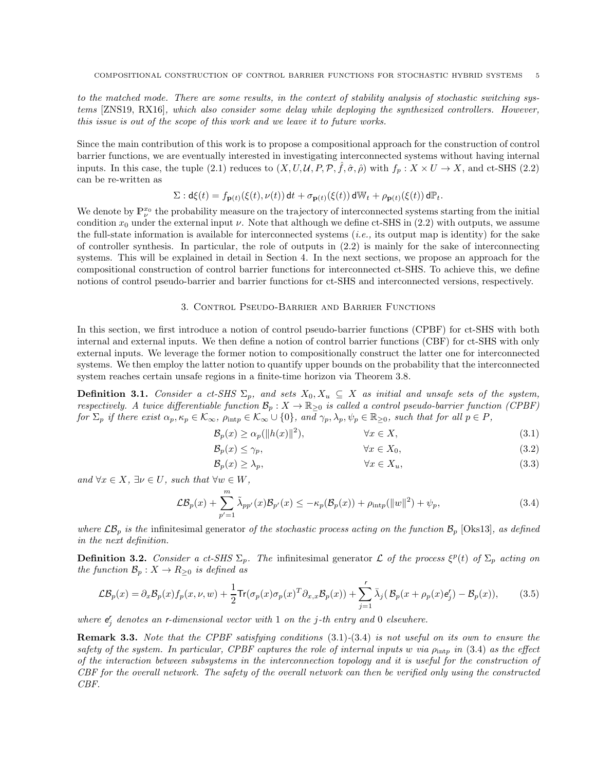*to the matched mode. There are some results, in the context of stability analysis of stochastic switching systems* [ZNS19, RX16]*, which also consider some delay while deploying the synthesized controllers. However, this issue is out of the scope of this work and we leave it to future works.*

Since the main contribution of this work is to propose a compositional approach for the construction of control barrier functions, we are eventually interested in investigating interconnected systems without having internal inputs. In this case, the tuple (2.1) reduces to $(X, U, \mathcal{U}, P, \mathcal{P}, \hat{f}, \hat{\sigma}, \hat{\rho})$ with $f_p : X \times U \to X$, and ct-SHS (2.2) can be re-written as

$$\Sigma : \mathsf{d}\xi(t) = f_{\mathbf{p}(t)}(\xi(t), \nu(t))\,\mathsf{d}t + \sigma_{\mathbf{p}(t)}(\xi(t))\,\mathsf{d}\mathbb{W}_t + \rho_{\mathbf{p}(t)}(\xi(t))\,\mathsf{d}\mathbb{P}_t.$$

We denote by $\mathbb{P}_\nu^{x_0}$ the probability measure on the trajectory of interconnected systems starting from the initial condition $x_0$ under the external input $\nu$. Note that although we define ct-SHS in (2.2) with outputs, we assume the full-state information is available for interconnected systems (*i.e.,* its output map is identity) for the sake of controller synthesis. In particular, the role of outputs in (2.2) is mainly for the sake of interconnecting systems. This will be explained in detail in Section 4. In the next sections, we propose an approach for the compositional construction of control barrier functions for interconnected ct-SHS. To achieve this, we define notions of control pseudo-barrier and barrier functions for ct-SHS and interconnected versions, respectively.

## 3. Control Pseudo-Barrier and Barrier Functions

In this section, we first introduce a notion of control pseudo-barrier functions (CPBF) for ct-SHS with both internal and external inputs. We then define a notion of control barrier functions (CBF) for ct-SHS with only external inputs. We leverage the former notion to compositionally construct the latter one for interconnected systems. We then employ the latter notion to quantify upper bounds on the probability that the interconnected system reaches certain unsafe regions in a finite-time horizon via Theorem 3.8.

**Definition 3.1.** *Consider a ct-SHS $\Sigma_p$, and sets $X_0, X_u \subseteq X$ as initial and unsafe sets of the system, respectively. A twice differentiable function $\mathcal{B}_p : X \to \mathbb{R}_{\geq 0}$ is called a control pseudo-barrier function (CPBF) for $\Sigma_p$ if there exist $\alpha_p, \kappa_p \in \mathcal{K}_\infty$, $\rho_{\mathrm{int}p} \in \mathcal{K}_\infty \cup \{0\}$, and $\gamma_p, \lambda_p, \psi_p \in \mathbb{R}_{\geq 0}$, such that for all $p \in P$,*

$$\mathcal{B}_p(x) \geq \alpha_p(\|h(x)\|^2), \qquad \forall x \in X, \tag{3.1}$$

$$\mathcal{B}_p(x) \leq \gamma_p, \qquad \forall x \in X_0, \tag{3.2}$$

$$\mathcal{B}_p(x) \geq \lambda_p, \qquad \forall x \in X_u, \tag{3.3}$$

*and $\forall x \in X$, $\exists \nu \in U$, such that $\forall w \in W$,*

$$\mathcal{L}\mathcal{B}_p(x) + \sum_{p'=1}^{m} \tilde{\lambda}_{pp'}(x)\mathcal{B}_{p'}(x) \leq -\kappa_p(\mathcal{B}_p(x)) + \rho_{\mathrm{int}p}(\|w\|^2) + \psi_p, \tag{3.4}$$

*where $\mathcal{L}\mathcal{B}_p$ is the* infinitesimal generator *of the stochastic process acting on the function $\mathcal{B}_p$* [Oks13]*, as defined in the next definition.*

**Definition 3.2.** *Consider a ct-SHS $\Sigma_p$. The* infinitesimal generator *$\mathcal{L}$ of the process $\xi^p(t)$ of $\Sigma_p$ acting on the function $\mathcal{B}_p : X \to R_{\geq 0}$ is defined as*

$$\mathcal{L}\mathcal{B}_p(x) = \partial_x \mathcal{B}_p(x) f_p(x, \nu, w) + \frac{1}{2}\mathsf{Tr}(\sigma_p(x)\sigma_p(x)^T \partial_{x,x}\mathcal{B}_p(x)) + \sum_{j=1}^{\mathsf{r}} \bar{\lambda}_j(\,\mathcal{B}_p(x + \rho_p(x)\mathsf{e}_j^{\mathsf{r}}) - \mathcal{B}_p(x)), \tag{3.5}$$

*where $\mathsf{e}_j^{\mathsf{r}}$ denotes an $\mathsf{r}$-dimensional vector with 1 on the $j$-th entry and 0 elsewhere.*

**Remark 3.3.** *Note that the CPBF satisfying conditions* (3.1)*-*(3.4) *is not useful on its own to ensure the safety of the system. In particular, CPBF captures the role of internal inputs $w$ via $\rho_{\mathrm{int}p}$ in* (3.4) *as the effect of the interaction between subsystems in the interconnection topology and it is useful for the construction of CBF for the overall network. The safety of the overall network can then be verified only using the constructed CBF.*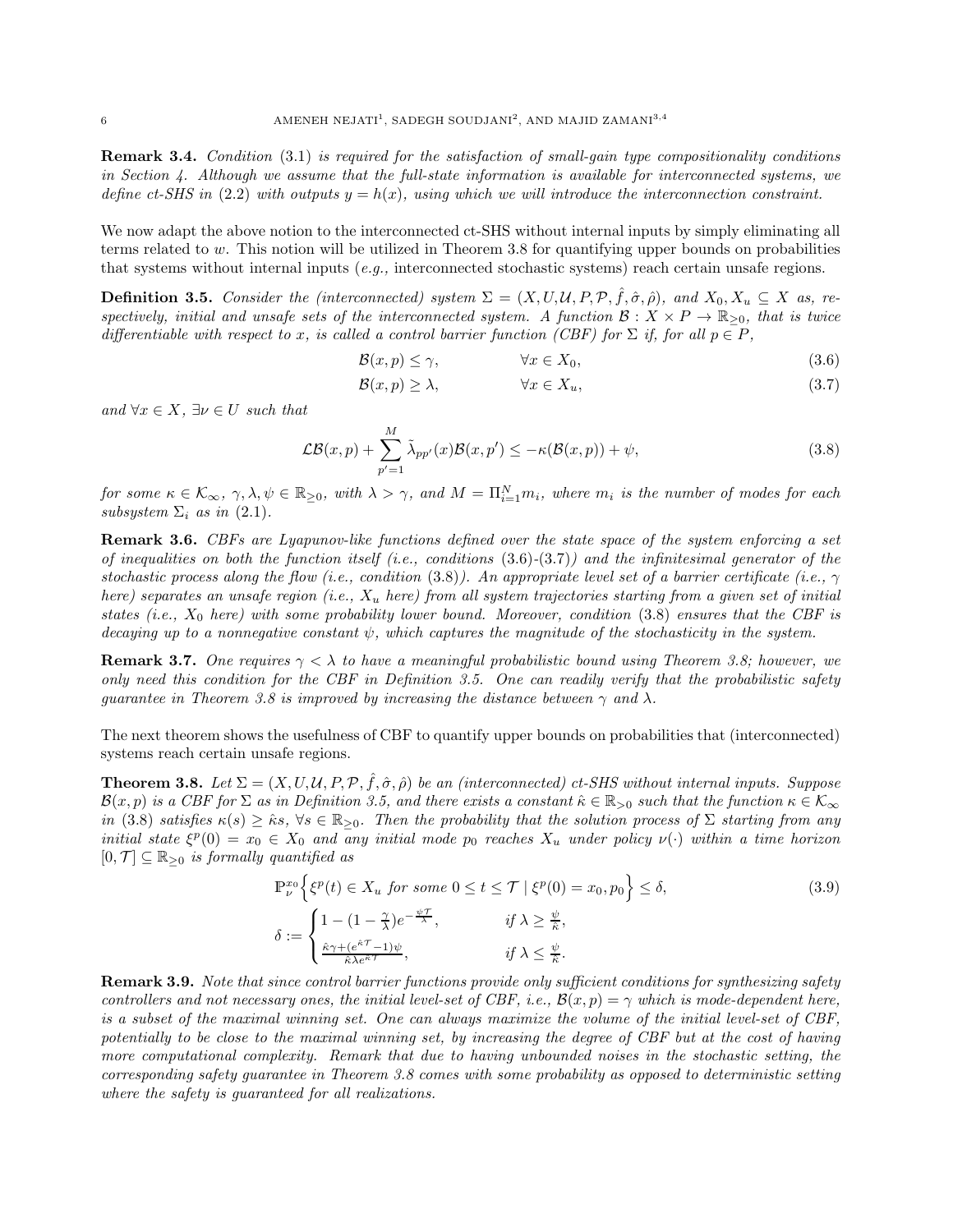**Remark 3.4.** *Condition* (3.1) *is required for the satisfaction of small-gain type compositionality conditions in Section 4. Although we assume that the full-state information is available for interconnected systems, we define ct-SHS in* (2.2) *with outputs $y = h(x)$, using which we will introduce the interconnection constraint.*

We now adapt the above notion to the interconnected ct-SHS without internal inputs by simply eliminating all terms related to $w$. This notion will be utilized in Theorem 3.8 for quantifying upper bounds on probabilities that systems without internal inputs (*e.g.,* interconnected stochastic systems) reach certain unsafe regions.

**Definition 3.5.** *Consider the (interconnected) system $\Sigma = (X, U, \mathcal{U}, P, \mathcal{P}, \hat{f}, \hat{\sigma}, \hat{\rho})$, and $X_0, X_u \subseteq X$ as, respectively, initial and unsafe sets of the interconnected system. A function $\mathcal{B} : X \times P \to \mathbb{R}_{\geq 0}$, that is twice differentiable with respect to $x$, is called a control barrier function (CBF) for $\Sigma$ if, for all $p \in P$,*

$$\mathcal{B}(x,p) \leq \gamma, \qquad \forall x \in X_0, \tag{3.6}$$

$$\mathcal{B}(x,p) \geq \lambda, \qquad \forall x \in X_u, \tag{3.7}$$

*and $\forall x \in X$, $\exists \nu \in U$ such that*

$$\mathcal{L}\mathcal{B}(x,p) + \sum_{p'=1}^{M} \tilde{\lambda}_{pp'}(x)\mathcal{B}(x,p') \leq -\kappa(\mathcal{B}(x,p)) + \psi, \tag{3.8}$$

*for some $\kappa \in \mathcal{K}_\infty$, $\gamma, \lambda, \psi \in \mathbb{R}_{\geq 0}$, with $\lambda > \gamma$, and $M = \Pi_{i=1}^{N} m_i$, where $m_i$ is the number of modes for each subsystem $\Sigma_i$ as in* (2.1).

**Remark 3.6.** *CBFs are Lyapunov-like functions defined over the state space of the system enforcing a set of inequalities on both the function itself (i.e., conditions* (3.6)-(3.7)*) and the infinitesimal generator of the stochastic process along the flow (i.e., condition* (3.8)*). An appropriate level set of a barrier certificate (i.e., $\gamma$ here) separates an unsafe region (i.e., $X_u$ here) from all system trajectories starting from a given set of initial states (i.e., $X_0$ here) with some probability lower bound. Moreover, condition* (3.8) *ensures that the CBF is decaying up to a nonnegative constant $\psi$, which captures the magnitude of the stochasticity in the system.*

**Remark 3.7.** *One requires $\gamma < \lambda$ to have a meaningful probabilistic bound using Theorem 3.8; however, we only need this condition for the CBF in Definition 3.5. One can readily verify that the probabilistic safety guarantee in Theorem 3.8 is improved by increasing the distance between $\gamma$ and $\lambda$.*

The next theorem shows the usefulness of CBF to quantify upper bounds on probabilities that (interconnected) systems reach certain unsafe regions.

**Theorem 3.8.** *Let $\Sigma = (X, U, \mathcal{U}, P, \mathcal{P}, \hat{f}, \hat{\sigma}, \hat{\rho})$ be an (interconnected) ct-SHS without internal inputs. Suppose $\mathcal{B}(x,p)$ is a CBF for $\Sigma$ as in Definition 3.5, and there exists a constant $\hat{\kappa} \in \mathbb{R}_{>0}$ such that the function $\kappa \in \mathcal{K}_\infty$ in* (3.8) *satisfies $\kappa(s) \geq \hat{\kappa}s$, $\forall s \in \mathbb{R}_{\geq 0}$. Then the probability that the solution process of $\Sigma$ starting from any initial state $\xi^p(0) = x_0 \in X_0$ and any initial mode $p_0$ reaches $X_u$ under policy $\nu(\cdot)$ within a time horizon $[0, \mathcal{T}] \subseteq \mathbb{R}_{\geq 0}$ is formally quantified as*

$$\mathbb{P}_\nu^{x_0}\Big\{\xi^p(t) \in X_u \text{ for some } 0 \leq t \leq \mathcal{T} \mid \xi^p(0) = x_0, p_0\Big\} \leq \delta, \tag{3.9}$$

$$\delta := \begin{cases} 1 - (1 - \frac{\gamma}{\lambda})e^{-\frac{\psi \mathcal{T}}{\lambda}}, & \text{if } \lambda \geq \frac{\psi}{\hat{\kappa}}, \\ \frac{\hat{\kappa}\gamma + (e^{\hat{\kappa}\mathcal{T}} - 1)\psi}{\hat{\kappa}\lambda e^{\hat{\kappa}\mathcal{T}}}, & \text{if } \lambda \leq \frac{\psi}{\hat{\kappa}}. \end{cases}$$

**Remark 3.9.** *Note that since control barrier functions provide only sufficient conditions for synthesizing safety controllers and not necessary ones, the initial level-set of CBF, i.e., $\mathcal{B}(x,p) = \gamma$ which is mode-dependent here, is a subset of the maximal winning set. One can always maximize the volume of the initial level-set of CBF, potentially to be close to the maximal winning set, by increasing the degree of CBF but at the cost of having more computational complexity. Remark that due to having unbounded noises in the stochastic setting, the corresponding safety guarantee in Theorem 3.8 comes with some probability as opposed to deterministic setting where the safety is guaranteed for all realizations.*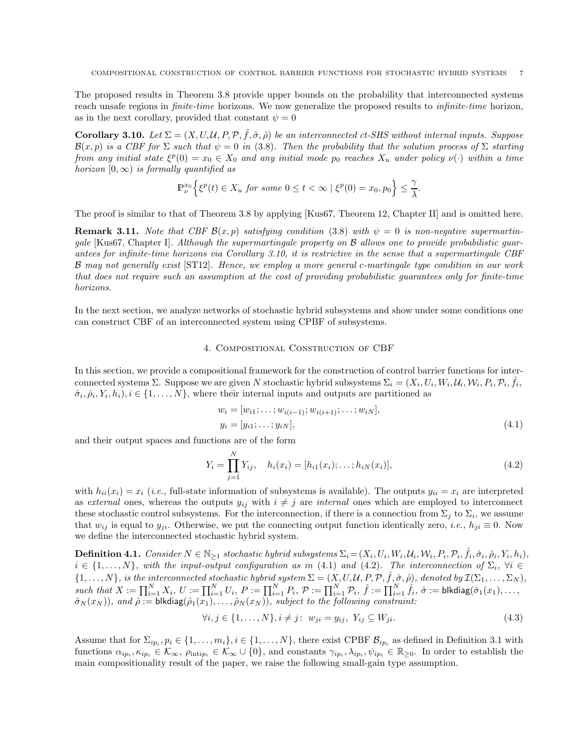The proposed results in Theorem 3.8 provide upper bounds on the probability that interconnected systems reach unsafe regions in *finite-time* horizons. We now generalize the proposed results to *infinite-time* horizon, as in the next corollary, provided that constant $\psi = 0$

**Corollary 3.10.** *Let $\Sigma = (X, U, \mathcal{U}, P, \mathcal{P}, \hat{f}, \hat{\sigma}, \hat{\rho})$ be an interconnected ct-SHS without internal inputs. Suppose $\mathcal{B}(x, p)$ is a CBF for $\Sigma$ such that $\psi = 0$ in (3.8). Then the probability that the solution process of $\Sigma$ starting from any initial state $\xi^p(0) = x_0 \in X_0$ and any initial mode $p_0$ reaches $X_u$ under policy $\nu(\cdot)$ within a time horizon $[0, \infty)$ is formally quantified as*

$$\mathbb{P}_\nu^{x_0}\Big\{\xi^p(t) \in X_u \text{ for some } 0 \leq t < \infty \mid \xi^p(0) = x_0, p_0\Big\} \leq \frac{\gamma}{\lambda}.$$

The proof is similar to that of Theorem 3.8 by applying [Kus67, Theorem 12, Chapter II] and is omitted here.

**Remark 3.11.** *Note that CBF $\mathcal{B}(x, p)$ satisfying condition (3.8) with $\psi = 0$ is non-negative supermartingale* [Kus67, Chapter I]. *Although the supermartingale property on $\mathcal{B}$ allows one to provide probabilistic guarantees for infinite-time horizons via Corollary 3.10, it is restrictive in the sense that a supermartingale CBF $\mathcal{B}$ may not generally exist* [ST12]. *Hence, we employ a more general c-martingale type condition in our work that does not require such an assumption at the cost of providing probabilistic guarantees only for finite-time horizons.*

In the next section, we analyze networks of stochastic hybrid subsystems and show under some conditions one can construct CBF of an interconnected system using CPBF of subsystems.

## 4. Compositional Construction of CBF

In this section, we provide a compositional framework for the construction of control barrier functions for interconnected systems $\Sigma$. Suppose we are given $N$ stochastic hybrid subsystems $\Sigma_i = (X_i, U_i, W_i, \mathcal{U}_i, \mathcal{W}_i, P_i, \mathcal{P}_i, \hat{f}_i, \hat{\sigma}_i, \hat{\rho}_i, Y_i, h_i), i \in \{1, \ldots, N\}$, where their internal inputs and outputs are partitioned as

$$\begin{aligned} w_i &= [w_{i1}; \ldots; w_{i(i-1)}; w_{i(i+1)}; \ldots; w_{iN}], \\ y_i &= [y_{i1}; \ldots; y_{iN}], \end{aligned} \tag{4.1}$$

and their output spaces and functions are of the form

$$Y_i = \prod_{j=1}^{N} Y_{ij}, \quad h_i(x_i) = [h_{i1}(x_i); \ldots; h_{iN}(x_i)], \tag{4.2}$$

with $h_{ii}(x_i) = x_i$ (*i.e.,* full-state information of subsystems is available). The outputs $y_{ii} = x_i$ are interpreted as *external* ones, whereas the outputs $y_{ij}$ with $i \neq j$ are *internal* ones which are employed to interconnect these stochastic control subsystems. For the interconnection, if there is a connection from $\Sigma_j$ to $\Sigma_i$, we assume that $w_{ij}$ is equal to $y_{ji}$. Otherwise, we put the connecting output function identically zero, *i.e.,* $h_{ji} \equiv 0$. Now we define the interconnected stochastic hybrid system.

**Definition 4.1.** *Consider $N \in \mathbb{N}_{\geq 1}$ stochastic hybrid subsystems $\Sigma_i = (X_i, U_i, W_i, \mathcal{U}_i, \mathcal{W}_i, P_i, \mathcal{P}_i, \hat{f}_i, \hat{\sigma}_i, \hat{\rho}_i, Y_i, h_i)$, $i \in \{1, \ldots, N\}$, with the input-output configuration as in (4.1) and (4.2). The interconnection of $\Sigma_i$, $\forall i \in \{1, \ldots, N\}$, is the interconnected stochastic hybrid system $\Sigma = (X, U, \mathcal{U}, P, \mathcal{P}, \hat{f}, \hat{\sigma}, \hat{\rho})$, denoted by $\mathcal{I}(\Sigma_1, \ldots, \Sigma_N)$, such that $X := \prod_{i=1}^N X_i$, $U := \prod_{i=1}^N U_i$, $P := \prod_{i=1}^N P_i$, $\mathcal{P} := \prod_{i=1}^N \mathcal{P}_i$, $\hat{f} := \prod_{i=1}^N \hat{f}_i$, $\hat{\sigma} := \mathsf{blkdiag}(\hat{\sigma}_1(x_1), \ldots, \hat{\sigma}_N(x_N))$, and $\hat{\rho} := \mathsf{blkdiag}(\hat{\rho}_1(x_1), \ldots, \hat{\rho}_N(x_N))$, subject to the following constraint:*

$$\forall i, j \in \{1, \ldots, N\}, i \neq j: \ w_{ji} = y_{ij}, \ Y_{ij} \subseteq W_{ji}. \tag{4.3}$$

Assume that for $\Sigma_{ip_i}, p_i \in \{1, \ldots, m_i\}, i \in \{1, \ldots, N\}$, there exist CPBF $\mathcal{B}_{ip_i}$ as defined in Definition 3.1 with functions $\alpha_{ip_i}, \kappa_{ip_i} \in \mathcal{K}_\infty$, $\rho_{\text{int}ip_i} \in \mathcal{K}_\infty \cup \{0\}$, and constants $\gamma_{ip_i}, \lambda_{ip_i}, \psi_{ip_i} \in \mathbb{R}_{\geq 0}$. In order to establish the main compositionality result of the paper, we raise the following small-gain type assumption.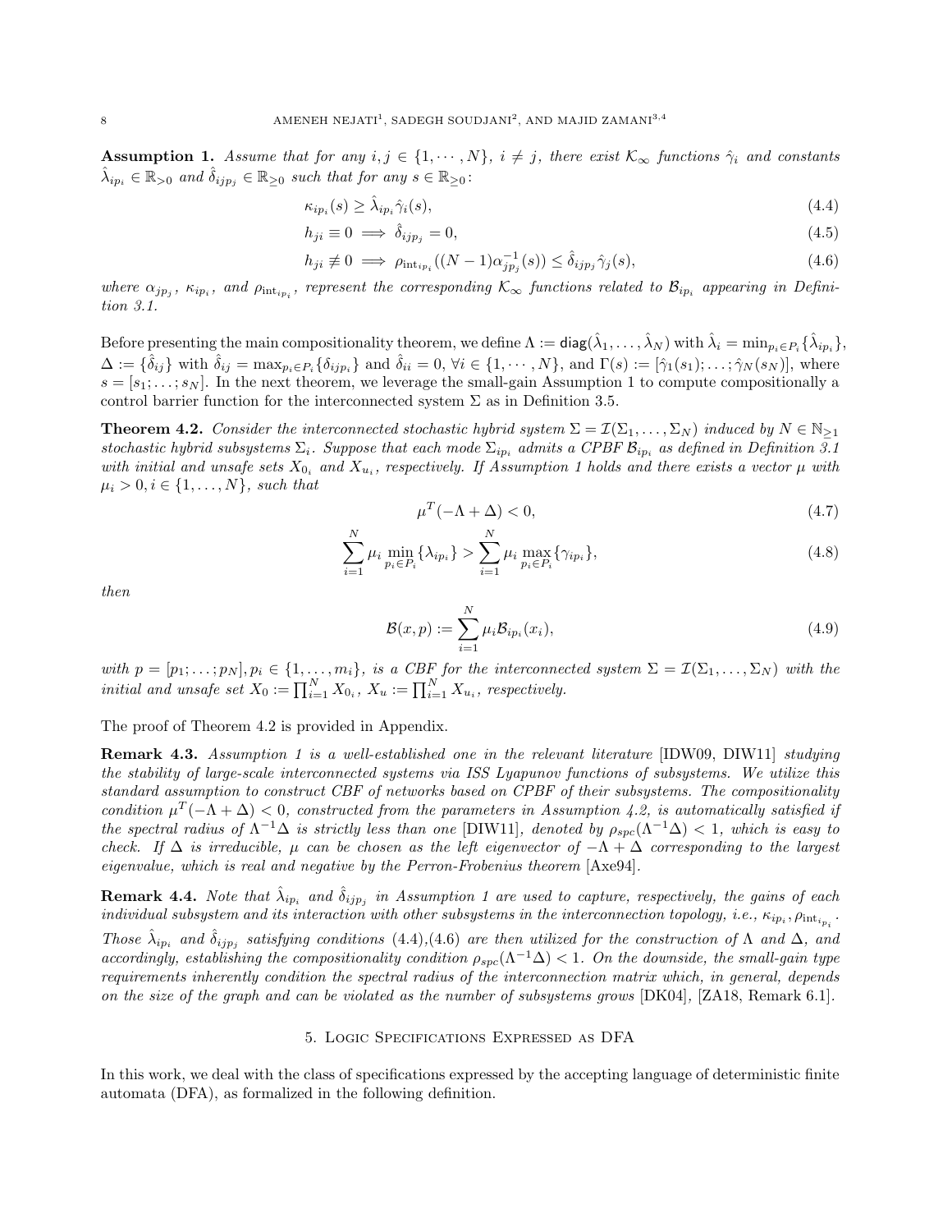**Assumption 1.** *Assume that for any $i, j \in \{1, \cdots, N\}$, $i \neq j$, there exist $\mathcal{K}_\infty$ functions $\hat{\gamma}_i$ and constants $\hat{\lambda}_{ip_i} \in \mathbb{R}_{>0}$ and $\hat{\delta}_{ijp_j} \in \mathbb{R}_{\geq 0}$ such that for any $s \in \mathbb{R}_{\geq 0}$:*

$$\kappa_{ip_i}(s) \geq \hat{\lambda}_{ip_i} \hat{\gamma}_i(s), \tag{4.4}$$

$$h_{ji} \equiv 0 \implies \hat{\delta}_{ijp_j} = 0, \tag{4.5}$$

$$h_{ji} \not\equiv 0 \implies \rho_{\text{int}_{ip_i}}((N-1)\alpha_{jp_j}^{-1}(s)) \leq \hat{\delta}_{ijp_j} \hat{\gamma}_j(s), \tag{4.6}$$

*where $\alpha_{jp_j}$, $\kappa_{ip_i}$, and $\rho_{\text{int}_{ip_i}}$, represent the corresponding $\mathcal{K}_\infty$ functions related to $\mathcal{B}_{ip_i}$ appearing in Definition 3.1.*

Before presenting the main compositionality theorem, we define $\Lambda := \mathsf{diag}(\hat{\lambda}_1, \ldots, \hat{\lambda}_N)$ with $\hat{\lambda}_i = \min_{p_i \in P_i}\{\hat{\lambda}_{ip_i}\}$, $\Delta := \{\hat{\delta}_{ij}\}$ with $\hat{\delta}_{ij} = \max_{p_i \in P_i}\{\delta_{ijp_i}\}$ and $\hat{\delta}_{ii} = 0$, $\forall i \in \{1, \cdots, N\}$, and $\Gamma(s) := [\hat{\gamma}_1(s_1); \ldots; \hat{\gamma}_N(s_N)]$, where $s = [s_1; \ldots; s_N]$. In the next theorem, we leverage the small-gain Assumption 1 to compute compositionally a control barrier function for the interconnected system $\Sigma$ as in Definition 3.5.

**Theorem 4.2.** *Consider the interconnected stochastic hybrid system $\Sigma = \mathcal{I}(\Sigma_1, \ldots, \Sigma_N)$ induced by $N \in \mathbb{N}_{\geq 1}$ stochastic hybrid subsystems $\Sigma_i$. Suppose that each mode $\Sigma_{ip_i}$ admits a CPBF $\mathcal{B}_{ip_i}$ as defined in Definition 3.1 with initial and unsafe sets $X_{0_i}$ and $X_{u_i}$, respectively. If Assumption 1 holds and there exists a vector $\mu$ with $\mu_i > 0, i \in \{1, \ldots, N\}$, such that*

$$\mu^T(-\Lambda + \Delta) < 0, \tag{4.7}$$

$$\sum_{i=1}^{N} \mu_i \min_{p_i \in P_i}\{\lambda_{ip_i}\} > \sum_{i=1}^{N} \mu_i \max_{p_i \in P_i}\{\gamma_{ip_i}\}, \tag{4.8}$$

*then*

$$\mathcal{B}(x, p) := \sum_{i=1}^{N} \mu_i \mathcal{B}_{ip_i}(x_i), \tag{4.9}$$

*with $p = [p_1; \ldots; p_N], p_i \in \{1, \ldots, m_i\}$, is a CBF for the interconnected system $\Sigma = \mathcal{I}(\Sigma_1, \ldots, \Sigma_N)$ with the initial and unsafe set $X_0 := \prod_{i=1}^{N} X_{0_i}$, $X_u := \prod_{i=1}^{N} X_{u_i}$, respectively.*

The proof of Theorem 4.2 is provided in Appendix.

**Remark 4.3.** *Assumption 1 is a well-established one in the relevant literature [IDW09, DIW11] studying the stability of large-scale interconnected systems via ISS Lyapunov functions of subsystems. We utilize this standard assumption to construct CBF of networks based on CPBF of their subsystems. The compositionality condition $\mu^T(-\Lambda + \Delta) < 0$, constructed from the parameters in Assumption 4.2, is automatically satisfied if the spectral radius of $\Lambda^{-1}\Delta$ is strictly less than one [DIW11], denoted by $\rho_{spc}(\Lambda^{-1}\Delta) < 1$, which is easy to check. If $\Delta$ is irreducible, $\mu$ can be chosen as the left eigenvector of $-\Lambda + \Delta$ corresponding to the largest eigenvalue, which is real and negative by the Perron-Frobenius theorem [Axe94].*

**Remark 4.4.** *Note that $\hat{\lambda}_{ip_i}$ and $\hat{\delta}_{ijp_j}$ in Assumption 1 are used to capture, respectively, the gains of each individual subsystem and its interaction with other subsystems in the interconnection topology, i.e., $\kappa_{ip_i}, \rho_{\text{int}_{ip_i}}$. Those $\hat{\lambda}_{ip_i}$ and $\hat{\delta}_{ijp_j}$ satisfying conditions (4.4),(4.6) are then utilized for the construction of $\Lambda$ and $\Delta$, and accordingly, establishing the compositionality condition $\rho_{spc}(\Lambda^{-1}\Delta) < 1$. On the downside, the small-gain type requirements inherently condition the spectral radius of the interconnection matrix which, in general, depends on the size of the graph and can be violated as the number of subsystems grows [DK04], [ZA18, Remark 6.1].*

## 5. Logic Specifications Expressed as DFA

In this work, we deal with the class of specifications expressed by the accepting language of deterministic finite automata (DFA), as formalized in the following definition.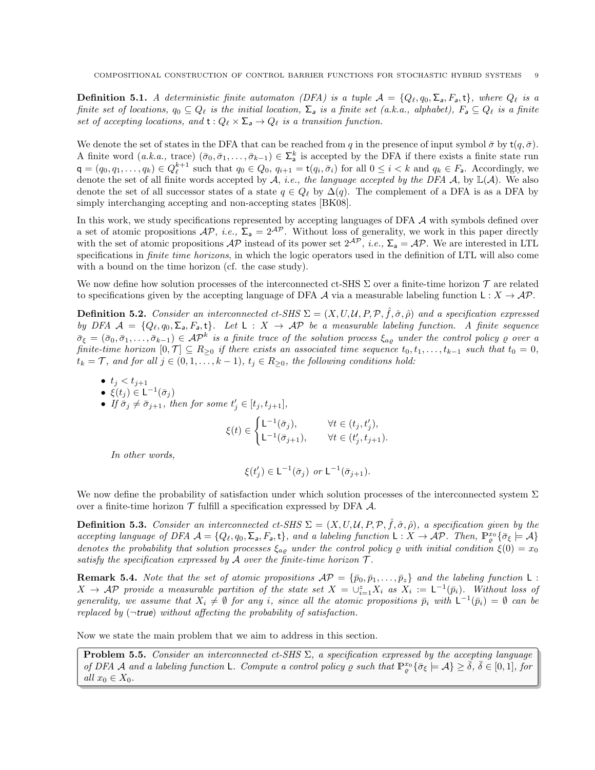**Definition 5.1.** *A deterministic finite automaton (DFA) is a tuple $\mathcal{A} = \{Q_\ell, q_0, \Sigma_a, F_a, \mathsf{t}\}$, where $Q_\ell$ is a finite set of locations, $q_0 \subseteq Q_\ell$ is the initial location, $\Sigma_a$ is a finite set (a.k.a., alphabet), $F_a \subseteq Q_\ell$ is a finite set of accepting locations, and $\mathsf{t} : Q_\ell \times \Sigma_a \to Q_\ell$ is a transition function.*

We denote the set of states in the DFA that can be reached from $q$ in the presence of input symbol $\bar{\sigma}$ by $\mathsf{t}(q, \bar{\sigma})$. A finite word (*a.k.a.,* trace) $(\bar{\sigma}_0, \bar{\sigma}_1, \ldots, \bar{\sigma}_{k-1}) \in \Sigma_a^k$ is accepted by the DFA if there exists a finite state run $\mathsf{q} = (q_0, q_1, \ldots, q_k) \in Q_\ell^{k+1}$ such that $q_0 \in Q_0$, $q_{i+1} = \mathsf{t}(q_i, \bar{\sigma}_i)$ for all $0 \leq i < k$ and $q_k \in F_a$. Accordingly, we denote the set of all finite words accepted by $\mathcal{A}$, *i.e., the language accepted by the DFA $\mathcal{A}$,* by $\mathbb{L}(\mathcal{A})$. We also denote the set of all successor states of a state $q \in Q_\ell$ by $\Delta(q)$. The complement of a DFA is as a DFA by simply interchanging accepting and non-accepting states [BK08].

In this work, we study specifications represented by accepting languages of DFA $\mathcal{A}$ with symbols defined over a set of atomic propositions $\mathcal{AP}$, *i.e.,* $\Sigma_a = 2^{\mathcal{AP}}$. Without loss of generality, we work in this paper directly with the set of atomic propositions $\mathcal{AP}$ instead of its power set $2^{\mathcal{AP}}$, *i.e.,* $\Sigma_a = \mathcal{AP}$. We are interested in LTL specifications in *finite time horizons*, in which the logic operators used in the definition of LTL will also come with a bound on the time horizon (cf. the case study).

We now define how solution processes of the interconnected ct-SHS $\Sigma$ over a finite-time horizon $\mathcal{T}$ are related to specifications given by the accepting language of DFA $\mathcal{A}$ via a measurable labeling function $\mathsf{L} : X \to \mathcal{AP}$.

**Definition 5.2.** *Consider an interconnected ct-SHS $\Sigma = (X, U, \mathcal{U}, P, \mathcal{P}, \hat{f}, \hat{\sigma}, \hat{\rho})$ and a specification expressed by DFA $\mathcal{A} = \{Q_\ell, q_0, \Sigma_a, F_a, \mathsf{t}\}$. Let $\mathsf{L} : X \to \mathcal{AP}$ be a measurable labeling function. A finite sequence $\bar{\sigma}_\xi = (\bar{\sigma}_0, \bar{\sigma}_1, \ldots, \bar{\sigma}_{k-1}) \in \mathcal{AP}^k$ is a finite trace of the solution process $\xi_{a\varrho}$ under the control policy $\varrho$ over a finite-time horizon $[0, \mathcal{T}] \subseteq R_{\geq 0}$ if there exists an associated time sequence $t_0, t_1, \ldots, t_{k-1}$ such that $t_0 = 0$, $t_k = \mathcal{T}$, and for all $j \in (0, 1, \ldots, k-1)$, $t_j \in R_{\geq 0}$, the following conditions hold:*

- *$t_j < t_{j+1}$*
- *$\xi(t_j) \in \mathsf{L}^{-1}(\bar{\sigma}_j)$*
- *If $\bar{\sigma}_j \neq \bar{\sigma}_{j+1}$, then for some $t_j' \in [t_j, t_{j+1}]$,*

$$\xi(t) \in \begin{cases} \mathsf{L}^{-1}(\bar{\sigma}_j), & \forall t \in (t_j, t_j'), \\ \mathsf{L}^{-1}(\bar{\sigma}_{j+1}), & \forall t \in (t_j', t_{j+1}). \end{cases}$$

*In other words,*

$$\xi(t_j') \in \mathsf{L}^{-1}(\bar{\sigma}_j) \text{ or } \mathsf{L}^{-1}(\bar{\sigma}_{j+1}).$$

We now define the probability of satisfaction under which solution processes of the interconnected system $\Sigma$ over a finite-time horizon $\mathcal{T}$ fulfill a specification expressed by DFA $\mathcal{A}$.

**Definition 5.3.** *Consider an interconnected ct-SHS $\Sigma = (X, U, \mathcal{U}, P, \mathcal{P}, \hat{f}, \hat{\sigma}, \hat{\rho})$, a specification given by the accepting language of DFA $\mathcal{A} = \{Q_\ell, q_0, \Sigma_a, F_a, \mathsf{t}\}$, and a labeling function $\mathsf{L} : X \to \mathcal{AP}$. Then, $\mathbb{P}_\varrho^{x_0}\{\bar{\sigma}_\xi \models \mathcal{A}\}$ denotes the probability that solution processes $\xi_{a\varrho}$ under the control policy $\varrho$ with initial condition $\xi(0) = x_0$ satisfy the specification expressed by $\mathcal{A}$ over the finite-time horizon $\mathcal{T}$.*

**Remark 5.4.** *Note that the set of atomic propositions $\mathcal{AP} = \{\bar{p}_0, \bar{p}_1, \ldots, \bar{p}_z\}$ and the labeling function $\mathsf{L} : X \to \mathcal{AP}$ provide a measurable partition of the state set $X = \cup_{i=1}^z X_i$ as $X_i := \mathsf{L}^{-1}(\bar{p}_i)$. Without loss of generality, we assume that $X_i \neq \emptyset$ for any $i$, since all the atomic propositions $\bar{p}_i$ with $\mathsf{L}^{-1}(\bar{p}_i) = \emptyset$ can be replaced by ($\neg$true) without affecting the probability of satisfaction.*

Now we state the main problem that we aim to address in this section.

**Problem 5.5.** *Consider an interconnected ct-SHS $\Sigma$, a specification expressed by the accepting language of DFA $\mathcal{A}$ and a labeling function $\mathsf{L}$. Compute a control policy $\varrho$ such that $\mathbb{P}_\varrho^{x_0}\{\bar{\sigma}_\xi \models \mathcal{A}\} \geq \bar{\delta}$, $\bar{\delta} \in [0, 1]$, for all $x_0 \in X_0$.*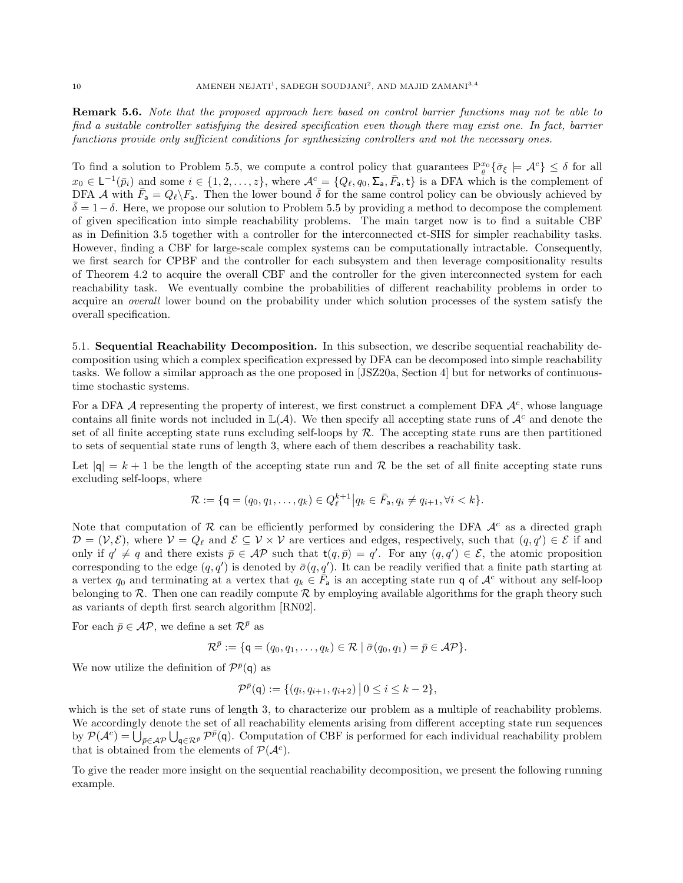**Remark 5.6.** *Note that the proposed approach here based on control barrier functions may not be able to find a suitable controller satisfying the desired specification even though there may exist one. In fact, barrier functions provide only sufficient conditions for synthesizing controllers and not the necessary ones.*

To find a solution to Problem 5.5, we compute a control policy that guarantees $\mathbb{P}_{\varrho}^{x_0}\{\bar{\sigma}_\xi \models \mathcal{A}^c\} \leq \delta$ for all $x_0 \in \mathsf{L}^{-1}(\bar{p}_i)$ and some $i \in \{1, 2, \ldots, z\}$, where $\mathcal{A}^c = \{Q_\ell, q_0, \Sigma_{\mathsf{a}}, \bar{F}_{\mathsf{a}}, \mathsf{t}\}$ is a DFA which is the complement of DFA $\mathcal{A}$ with $\bar{F}_{\mathsf{a}} = Q_\ell \backslash F_{\mathsf{a}}$. Then the lower bound $\bar{\delta}$ for the same control policy can be obviously achieved by $\bar{\delta} = 1 - \delta$. Here, we propose our solution to Problem 5.5 by providing a method to decompose the complement of given specification into simple reachability problems. The main target now is to find a suitable CBF as in Definition 3.5 together with a controller for the interconnected ct-SHS for simpler reachability tasks. However, finding a CBF for large-scale complex systems can be computationally intractable. Consequently, we first search for CPBF and the controller for each subsystem and then leverage compositionality results of Theorem 4.2 to acquire the overall CBF and the controller for the given interconnected system for each reachability task. We eventually combine the probabilities of different reachability problems in order to acquire an *overall* lower bound on the probability under which solution processes of the system satisfy the overall specification.

## 5.1. Sequential Reachability Decomposition.

In this subsection, we describe sequential reachability decomposition using which a complex specification expressed by DFA can be decomposed into simple reachability tasks. We follow a similar approach as the one proposed in [JSZ20a, Section 4] but for networks of continuous-time stochastic systems.

For a DFA $\mathcal{A}$ representing the property of interest, we first construct a complement DFA $\mathcal{A}^c$, whose language contains all finite words not included in $\mathbb{L}(\mathcal{A})$. We then specify all accepting state runs of $\mathcal{A}^c$ and denote the set of all finite accepting state runs excluding self-loops by $\mathcal{R}$. The accepting state runs are then partitioned to sets of sequential state runs of length 3, where each of them describes a reachability task.

Let $|\mathsf{q}| = k + 1$ be the length of the accepting state run and $\mathcal{R}$ be the set of all finite accepting state runs excluding self-loops, where

$$\mathcal{R} := \{\mathsf{q} = (q_0, q_1, \ldots, q_k) \in Q_\ell^{k+1} \big| q_k \in \bar{F}_{\mathsf{a}}, q_i \neq q_{i+1}, \forall i < k\}.$$

Note that computation of $\mathcal{R}$ can be efficiently performed by considering the DFA $\mathcal{A}^c$ as a directed graph $\mathcal{D} = (\mathcal{V}, \mathcal{E})$, where $\mathcal{V} = Q_\ell$ and $\mathcal{E} \subseteq \mathcal{V} \times \mathcal{V}$ are vertices and edges, respectively, such that $(q, q') \in \mathcal{E}$ if and only if $q' \neq q$ and there exists $\bar{p} \in \mathcal{AP}$ such that $\mathsf{t}(q, \bar{p}) = q'$. For any $(q, q') \in \mathcal{E}$, the atomic proposition corresponding to the edge $(q, q')$ is denoted by $\bar{\sigma}(q, q')$. It can be readily verified that a finite path starting at a vertex $q_0$ and terminating at a vertex that $q_k \in \bar{F}_{\mathsf{a}}$ is an accepting state run $\mathsf{q}$ of $\mathcal{A}^c$ without any self-loop belonging to $\mathcal{R}$. Then one can readily compute $\mathcal{R}$ by employing available algorithms for the graph theory such as variants of depth first search algorithm [RN02].

For each $\bar{p} \in \mathcal{AP}$, we define a set $\mathcal{R}^{\bar{p}}$ as

$$\mathcal{R}^{\bar{p}} := \{\mathsf{q} = (q_0, q_1, \ldots, q_k) \in \mathcal{R} \mid \bar{\sigma}(q_0, q_1) = \bar{p} \in \mathcal{AP}\}.$$

We now utilize the definition of $\mathcal{P}^{\bar{p}}(\mathsf{q})$ as

$$\mathcal{P}^{\bar{p}}(\mathsf{q}) := \{(q_i, q_{i+1}, q_{i+2}) \, \big| \, 0 \leq i \leq k - 2\},$$

which is the set of state runs of length 3, to characterize our problem as a multiple of reachability problems. We accordingly denote the set of all reachability elements arising from different accepting state run sequences by $\mathcal{P}(\mathcal{A}^c) = \bigcup_{\bar{p} \in \mathcal{AP}} \bigcup_{\mathsf{q} \in \mathcal{R}^{\bar{p}}} \mathcal{P}^{\bar{p}}(\mathsf{q})$. Computation of CBF is performed for each individual reachability problem that is obtained from the elements of $\mathcal{P}(\mathcal{A}^c)$.

To give the reader more insight on the sequential reachability decomposition, we present the following running example.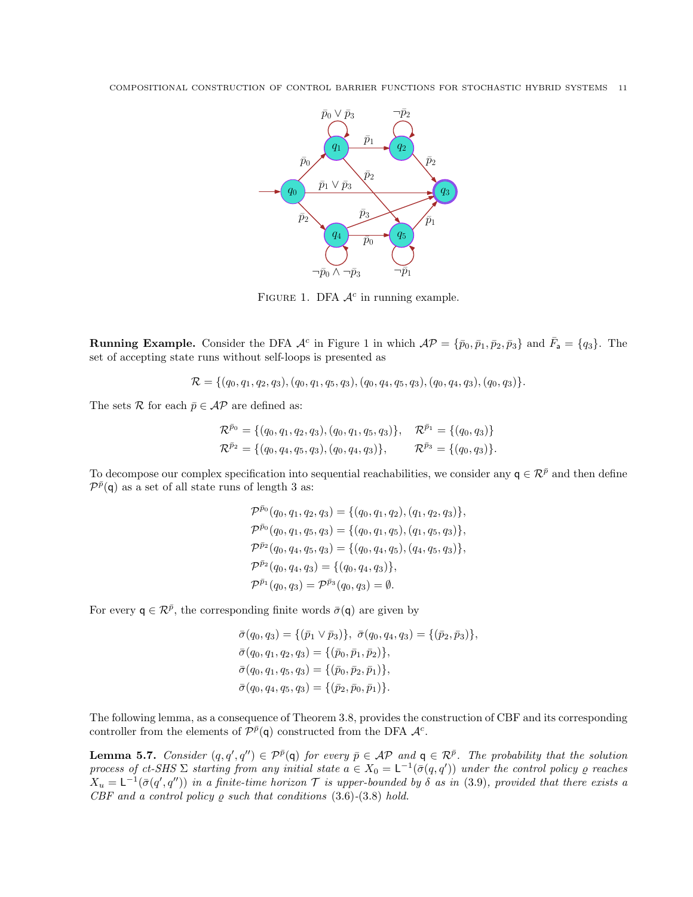FIGURE 1. DFA $\mathcal{A}^c$ in running example.

**Running Example.** Consider the DFA $\mathcal{A}^c$ in Figure 1 in which $\mathcal{AP} = \{\bar{p}_0, \bar{p}_1, \bar{p}_2, \bar{p}_3\}$ and $\bar{F}_{\mathsf{a}} = \{q_3\}$. The set of accepting state runs without self-loops is presented as

$$\mathcal{R} = \{(q_0, q_1, q_2, q_3), (q_0, q_1, q_5, q_3), (q_0, q_4, q_5, q_3), (q_0, q_4, q_3), (q_0, q_3)\}.$$

The sets $\mathcal{R}$ for each $\bar{p} \in \mathcal{AP}$ are defined as:

$$\mathcal{R}^{\bar{p}_0} = \{(q_0, q_1, q_2, q_3), (q_0, q_1, q_5, q_3)\}, \quad \mathcal{R}^{\bar{p}_1} = \{(q_0, q_3)\}$$
$$\mathcal{R}^{\bar{p}_2} = \{(q_0, q_4, q_5, q_3), (q_0, q_4, q_3)\}, \qquad \mathcal{R}^{\bar{p}_3} = \{(q_0, q_3)\}.$$

To decompose our complex specification into sequential reachabilities, we consider any $\mathsf{q} \in \mathcal{R}^{\bar{p}}$ and then define $\mathcal{P}^{\bar{p}}(\mathsf{q})$ as a set of all state runs of length 3 as:

$$\mathcal{P}^{\bar{p}_0}(q_0, q_1, q_2, q_3) = \{(q_0, q_1, q_2), (q_1, q_2, q_3)\},$$
$$\mathcal{P}^{\bar{p}_0}(q_0, q_1, q_5, q_3) = \{(q_0, q_1, q_5), (q_1, q_5, q_3)\},$$
$$\mathcal{P}^{\bar{p}_2}(q_0, q_4, q_5, q_3) = \{(q_0, q_4, q_5), (q_4, q_5, q_3)\},$$
$$\mathcal{P}^{\bar{p}_2}(q_0, q_4, q_3) = \{(q_0, q_4, q_3)\},$$
$$\mathcal{P}^{\bar{p}_1}(q_0, q_3) = \mathcal{P}^{\bar{p}_3}(q_0, q_3) = \emptyset.$$

For every $\mathsf{q} \in \mathcal{R}^{\bar{p}}$, the corresponding finite words $\bar{\sigma}(\mathsf{q})$ are given by

$$\bar{\sigma}(q_0, q_3) = \{(\bar{p}_1 \vee \bar{p}_3)\}, \ \bar{\sigma}(q_0, q_4, q_3) = \{(\bar{p}_2, \bar{p}_3)\},$$
$$\bar{\sigma}(q_0, q_1, q_2, q_3) = \{(\bar{p}_0, \bar{p}_1, \bar{p}_2)\},$$
$$\bar{\sigma}(q_0, q_1, q_5, q_3) = \{(\bar{p}_0, \bar{p}_2, \bar{p}_1)\},$$
$$\bar{\sigma}(q_0, q_4, q_5, q_3) = \{(\bar{p}_2, \bar{p}_0, \bar{p}_1)\}.$$

The following lemma, as a consequence of Theorem 3.8, provides the construction of CBF and its corresponding controller from the elements of $\mathcal{P}^{\bar{p}}(\mathsf{q})$ constructed from the DFA $\mathcal{A}^c$.

**Lemma 5.7.** *Consider $(q, q', q'') \in \mathcal{P}^{\bar{p}}(\mathsf{q})$ for every $\bar{p} \in \mathcal{AP}$ and $\mathsf{q} \in \mathcal{R}^{\bar{p}}$. The probability that the solution process of ct-SHS $\Sigma$ starting from any initial state $a \in X_0 = \mathsf{L}^{-1}(\bar{\sigma}(q, q'))$ under the control policy $\varrho$ reaches $X_u = \mathsf{L}^{-1}(\bar{\sigma}(q', q''))$ in a finite-time horizon $\mathcal{T}$ is upper-bounded by $\delta$ as in (3.9), provided that there exists a CBF and a control policy $\varrho$ such that conditions (3.6)-(3.8) hold.*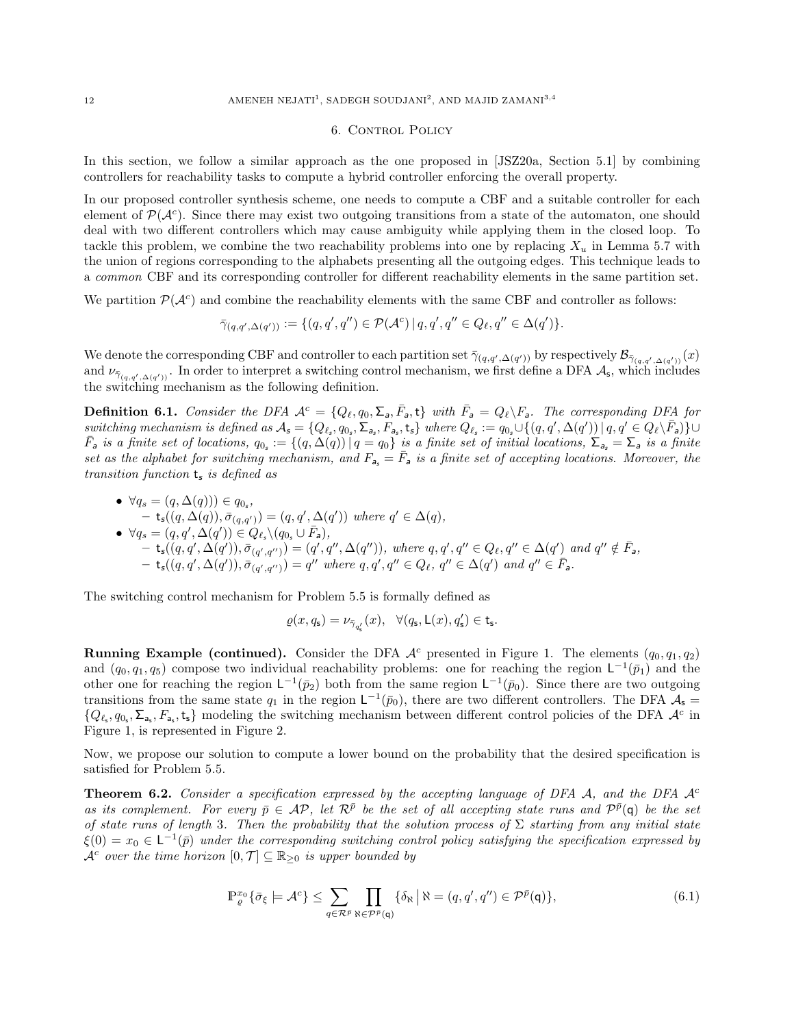## 6. Control Policy

In this section, we follow a similar approach as the one proposed in [JSZ20a, Section 5.1] by combining controllers for reachability tasks to compute a hybrid controller enforcing the overall property.

In our proposed controller synthesis scheme, one needs to compute a CBF and a suitable controller for each element of $\mathcal{P}(\mathcal{A}^c)$. Since there may exist two outgoing transitions from a state of the automaton, one should deal with two different controllers which may cause ambiguity while applying them in the closed loop. To tackle this problem, we combine the two reachability problems into one by replacing $X_u$ in Lemma 5.7 with the union of regions corresponding to the alphabets presenting all the outgoing edges. This technique leads to a *common* CBF and its corresponding controller for different reachability elements in the same partition set.

We partition $\mathcal{P}(\mathcal{A}^c)$ and combine the reachability elements with the same CBF and controller as follows:

$$\bar{\gamma}_{(q,q',\Delta(q'))} := \{(q,q',q'') \in \mathcal{P}(\mathcal{A}^c) \,|\, q,q',q'' \in Q_\ell, q'' \in \Delta(q')\}.$$

We denote the corresponding CBF and controller to each partition set $\bar{\gamma}_{(q,q',\Delta(q'))}$ by respectively $\mathcal{B}_{\bar{\gamma}_{(q,q',\Delta(q'))}}(x)$ and $\nu_{\bar{\gamma}_{(q,q',\Delta(q'))}}$. In order to interpret a switching control mechanism, we first define a DFA $\mathcal{A}_{\mathsf{s}}$, which includes the switching mechanism as the following definition.

**Definition 6.1.** *Consider the DFA $\mathcal{A}^c = \{Q_\ell, q_0, \Sigma_{\mathsf{a}}, \bar{F}_{\mathsf{a}}, \mathsf{t}\}$ with $\bar{F}_{\mathsf{a}} = Q_\ell \backslash F_{\mathsf{a}}$. The corresponding DFA for switching mechanism is defined as $\mathcal{A}_{\mathsf{s}} = \{Q_{\ell_s}, q_{0_s}, \Sigma_{\mathsf{a}_s}, F_{\mathsf{a}_s}, \mathsf{t}_{\mathsf{s}}\}$ where $Q_{\ell_s} := q_{0_s} \cup \{(q,q',\Delta(q')) \,|\, q,q' \in Q_\ell \backslash \bar{F}_{\mathsf{a}})\} \cup \bar{F}_{\mathsf{a}}$ is a finite set of locations, $q_{0_s} := \{(q,\Delta(q)) \,|\, q = q_0\}$ is a finite set of initial locations, $\Sigma_{\mathsf{a}_s} = \Sigma_{\mathsf{a}}$ is a finite set as the alphabet for switching mechanism, and $F_{\mathsf{a}_s} = \bar{F}_{\mathsf{a}}$ is a finite set of accepting locations. Moreover, the transition function $\mathsf{t}_{\mathsf{s}}$ is defined as*

- $\forall q_s = (q, \Delta(q))) \in q_{0_s}$,
  - $\mathsf{t}_{\mathsf{s}}((q,\Delta(q)), \bar{\sigma}_{(q,q')}) = (q,q',\Delta(q'))$ *where* $q' \in \Delta(q)$,
- $\forall q_s = (q,q',\Delta(q')) \in Q_{\ell_s} \backslash (q_{0_s} \cup \bar{F}_{\mathsf{a}})$,
  - $\mathsf{t}_{\mathsf{s}}((q,q',\Delta(q')), \bar{\sigma}_{(q',q'')}) = (q',q'',\Delta(q''))$, *where* $q,q',q'' \in Q_\ell, q'' \in \Delta(q')$ *and* $q'' \notin \bar{F}_{\mathsf{a}}$,
  - $\mathsf{t}_{\mathsf{s}}((q,q',\Delta(q')), \bar{\sigma}_{(q',q'')}) = q''$ *where* $q,q',q'' \in Q_\ell$, $q'' \in \Delta(q')$ *and* $q'' \in \bar{F}_{\mathsf{a}}$.

The switching control mechanism for Problem 5.5 is formally defined as

$$\varrho(x, q_{\mathsf{s}}) = \nu_{\bar{\gamma}_{q'_{\mathsf{s}}}}(x), \quad \forall (q_{\mathsf{s}}, \mathsf{L}(x), q'_{\mathsf{s}}) \in \mathsf{t}_{\mathsf{s}}.$$

**Running Example (continued).** Consider the DFA $\mathcal{A}^c$ presented in Figure 1. The elements $(q_0,q_1,q_2)$ and $(q_0,q_1,q_5)$ compose two individual reachability problems: one for reaching the region $\mathsf{L}^{-1}(\bar{p}_1)$ and the other one for reaching the region $\mathsf{L}^{-1}(\bar{p}_2)$ both from the same region $\mathsf{L}^{-1}(\bar{p}_0)$. Since there are two outgoing transitions from the same state $q_1$ in the region $\mathsf{L}^{-1}(\bar{p}_0)$, there are two different controllers. The DFA $\mathcal{A}_{\mathsf{s}} = \{Q_{\ell_s}, q_{0_s}, \Sigma_{\mathsf{a}_s}, F_{\mathsf{a}_s}, \mathsf{t}_{\mathsf{s}}\}$ modeling the switching mechanism between different control policies of the DFA $\mathcal{A}^c$ in Figure 1, is represented in Figure 2.

Now, we propose our solution to compute a lower bound on the probability that the desired specification is satisfied for Problem 5.5.

**Theorem 6.2.** *Consider a specification expressed by the accepting language of DFA $\mathcal{A}$, and the DFA $\mathcal{A}^c$ as its complement. For every $\bar{p} \in \mathcal{AP}$, let $\mathcal{R}^{\bar{p}}$ be the set of all accepting state runs and $\mathcal{P}^{\bar{p}}(\mathsf{q})$ be the set of state runs of length 3. Then the probability that the solution process of $\Sigma$ starting from any initial state $\xi(0) = x_0 \in \mathsf{L}^{-1}(\bar{p})$ under the corresponding switching control policy satisfying the specification expressed by $\mathcal{A}^c$ over the time horizon $[0,\mathcal{T}] \subseteq \mathbb{R}_{\geq 0}$ is upper bounded by*

$$\mathbb{P}_{\varrho}^{x_0}\{\bar{\sigma}_\xi \models \mathcal{A}^c\} \leq \sum_{\mathsf{q} \in \mathcal{R}^{\bar{p}}} \prod_{\aleph \in \mathcal{P}^{\bar{p}}(\mathsf{q})} \{\delta_\aleph \,\big|\, \aleph = (q,q',q'') \in \mathcal{P}^{\bar{p}}(\mathsf{q})\}, \tag{6.1}$$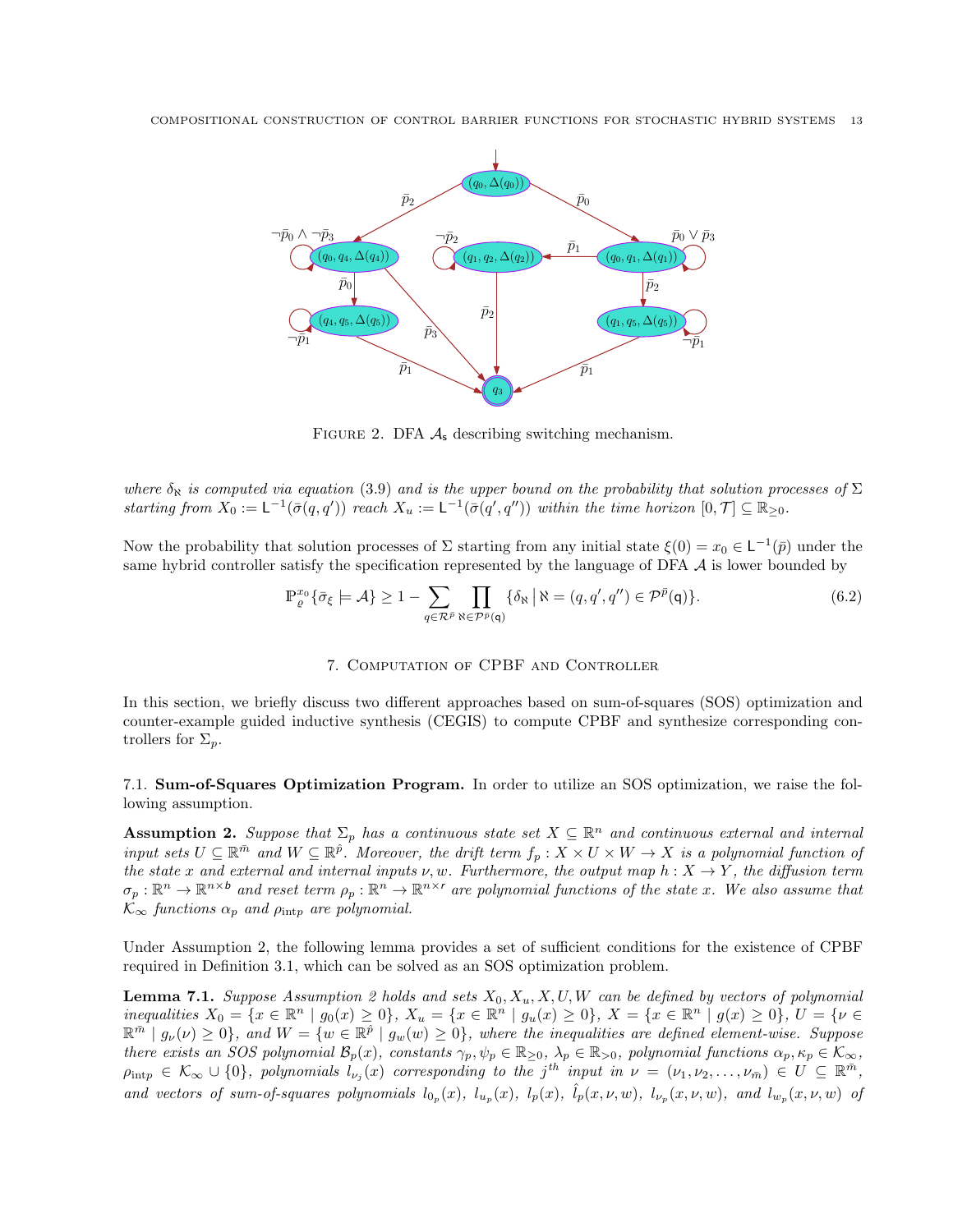FIGURE 2. DFA $\mathcal{A}_{\mathsf{s}}$ describing switching mechanism.

*where $\delta_{\aleph}$ is computed via equation* (3.9) *and is the upper bound on the probability that solution processes of $\Sigma$ starting from $X_0 := \mathsf{L}^{-1}(\bar{\sigma}(q, q'))$ reach $X_u := \mathsf{L}^{-1}(\bar{\sigma}(q', q''))$ within the time horizon $[0, \mathcal{T}] \subseteq \mathbb{R}_{\geq 0}$.*

Now the probability that solution processes of $\Sigma$ starting from any initial state $\xi(0) = x_0 \in \mathsf{L}^{-1}(\bar{p})$ under the same hybrid controller satisfy the specification represented by the language of DFA $\mathcal{A}$ is lower bounded by

$$\mathbb{P}_{\varrho}^{x_0}\{\bar{\sigma}_{\xi} \models \mathcal{A}\} \geq 1 - \sum_{q \in \mathcal{R}^{\bar{p}}} \prod_{\aleph \in \mathcal{P}^{\bar{p}}(\mathsf{q})} \{\delta_{\aleph} \,|\, \aleph = (q, q', q'') \in \mathcal{P}^{\bar{p}}(\mathsf{q})\}. \tag{6.2}$$

## 7. Computation of CPBF and Controller

In this section, we briefly discuss two different approaches based on sum-of-squares (SOS) optimization and counter-example guided inductive synthesis (CEGIS) to compute CPBF and synthesize corresponding controllers for $\Sigma_p$.

### 7.1. Sum-of-Squares Optimization Program.

In order to utilize an SOS optimization, we raise the following assumption.

**Assumption 2.** *Suppose that $\Sigma_p$ has a continuous state set $X \subseteq \mathbb{R}^n$ and continuous external and internal input sets $U \subseteq \mathbb{R}^{\bar{m}}$ and $W \subseteq \mathbb{R}^{\hat{p}}$. Moreover, the drift term $f_p : X \times U \times W \to X$ is a polynomial function of the state $x$ and external and internal inputs $\nu, w$. Furthermore, the output map $h : X \to Y$, the diffusion term $\sigma_p : \mathbb{R}^n \to \mathbb{R}^{n \times \mathsf{b}}$ and reset term $\rho_p : \mathbb{R}^n \to \mathbb{R}^{n \times r}$ are polynomial functions of the state $x$. We also assume that $\mathcal{K}_\infty$ functions $\alpha_p$ and $\rho_{\mathrm{int}p}$ are polynomial.*

Under Assumption 2, the following lemma provides a set of sufficient conditions for the existence of CPBF required in Definition 3.1, which can be solved as an SOS optimization problem.

**Lemma 7.1.** *Suppose Assumption 2 holds and sets $X_0, X_u, X, U, W$ can be defined by vectors of polynomial inequalities $X_0 = \{x \in \mathbb{R}^n \mid g_0(x) \geq 0\}$, $X_u = \{x \in \mathbb{R}^n \mid g_u(x) \geq 0\}$, $X = \{x \in \mathbb{R}^n \mid g(x) \geq 0\}$, $U = \{\nu \in \mathbb{R}^{\bar{m}} \mid g_\nu(\nu) \geq 0\}$, and $W = \{w \in \mathbb{R}^{\hat{p}} \mid g_w(w) \geq 0\}$, where the inequalities are defined element-wise. Suppose there exists an SOS polynomial $\mathcal{B}_p(x)$, constants $\gamma_p, \psi_p \in \mathbb{R}_{\geq 0}$, $\lambda_p \in \mathbb{R}_{>0}$, polynomial functions $\alpha_p, \kappa_p \in \mathcal{K}_\infty$, $\rho_{\mathrm{int}p} \in \mathcal{K}_\infty \cup \{0\}$, polynomials $l_{\nu_j}(x)$ corresponding to the $j^{th}$ input in $\nu = (\nu_1, \nu_2, \ldots, \nu_{\bar{m}}) \in U \subseteq \mathbb{R}^{\bar{m}}$, and vectors of sum-of-squares polynomials $l_{0_p}(x)$, $l_{u_p}(x)$, $l_p(x)$, $\hat{l}_p(x, \nu, w)$, $l_{\nu_p}(x, \nu, w)$, and $l_{w_p}(x, \nu, w)$ of*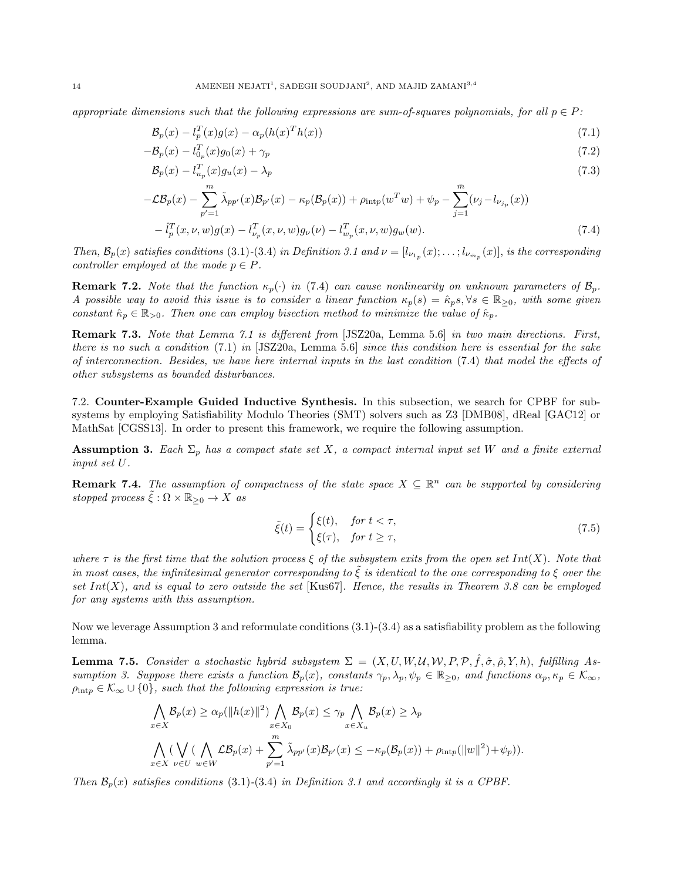*appropriate dimensions such that the following expressions are sum-of-squares polynomials, for all $p \in P$:*

$$\mathcal{B}_p(x) - l_p^T(x)g(x) - \alpha_p(h(x)^T h(x)) \tag{7.1}$$

$$-\mathcal{B}_p(x) - l_{0_p}^T(x)g_0(x) + \gamma_p \tag{7.2}$$

$$\mathcal{B}_p(x) - l_{u_p}^T(x)g_u(x) - \lambda_p \tag{7.3}$$

$$\begin{aligned} &-\mathcal{L}\mathcal{B}_p(x) - \sum_{p'=1}^{m} \tilde{\lambda}_{pp'}(x)\mathcal{B}_{p'}(x) - \kappa_p(\mathcal{B}_p(x)) + \rho_{\text{int}p}(w^T w) + \psi_p - \sum_{j=1}^{\bar{m}}(\nu_j - l_{\nu_{j_p}}(x)) \\ &- \hat{l}_p^T(x,\nu,w)g(x) - l_{\nu_p}^T(x,\nu,w)g_\nu(\nu) - l_{w_p}^T(x,\nu,w)g_w(w). \end{aligned} \tag{7.4}$$

*Then, $\mathcal{B}_p(x)$ satisfies conditions (3.1)-(3.4) in Definition 3.1 and $\nu = [l_{\nu_{1_p}}(x); \ldots ; l_{\nu_{\bar{m}_p}}(x)]$, is the corresponding controller employed at the mode $p \in P$.*

**Remark 7.2.** *Note that the function $\kappa_p(\cdot)$ in (7.4) can cause nonlinearity on unknown parameters of $\mathcal{B}_p$. A possible way to avoid this issue is to consider a linear function $\kappa_p(s) = \hat{\kappa}_p s, \forall s \in \mathbb{R}_{\geq 0}$, with some given constant $\hat{\kappa}_p \in \mathbb{R}_{>0}$. Then one can employ bisection method to minimize the value of $\hat{\kappa}_p$.*

**Remark 7.3.** *Note that Lemma 7.1 is different from* [JSZ20a, Lemma 5.6] *in two main directions. First, there is no such a condition (7.1) in* [JSZ20a, Lemma 5.6] *since this condition here is essential for the sake of interconnection. Besides, we have here internal inputs in the last condition (7.4) that model the effects of other subsystems as bounded disturbances.*

## 7.2. Counter-Example Guided Inductive Synthesis.

In this subsection, we search for CPBF for subsystems by employing Satisfiability Modulo Theories (SMT) solvers such as Z3 [DMB08], dReal [GAC12] or MathSat [CGSS13]. In order to present this framework, we require the following assumption.

**Assumption 3.** *Each $\Sigma_p$ has a compact state set $X$, a compact internal input set $W$ and a finite external input set $U$.*

**Remark 7.4.** *The assumption of compactness of the state space $X \subseteq \mathbb{R}^n$ can be supported by considering stopped process $\tilde{\xi} : \Omega \times \mathbb{R}_{\geq 0} \to X$ as*

$$\tilde{\xi}(t) = \begin{cases} \xi(t), & \text{for } t < \tau, \\ \xi(\tau), & \text{for } t \geq \tau, \end{cases} \tag{7.5}$$

*where $\tau$ is the first time that the solution process $\xi$ of the subsystem exits from the open set $Int(X)$. Note that in most cases, the infinitesimal generator corresponding to $\tilde{\xi}$ is identical to the one corresponding to $\xi$ over the set $Int(X)$, and is equal to zero outside the set* [Kus67]*. Hence, the results in Theorem 3.8 can be employed for any systems with this assumption.*

Now we leverage Assumption 3 and reformulate conditions (3.1)-(3.4) as a satisfiability problem as the following lemma.

**Lemma 7.5.** *Consider a stochastic hybrid subsystem $\Sigma = (X, U, W, \mathcal{U}, \mathcal{W}, P, \mathcal{P}, \hat{f}, \hat{\sigma}, \hat{\rho}, Y, h)$, fulfilling Assumption 3. Suppose there exists a function $\mathcal{B}_p(x)$, constants $\gamma_p, \lambda_p, \psi_p \in \mathbb{R}_{\geq 0}$, and functions $\alpha_p, \kappa_p \in \mathcal{K}_\infty$, $\rho_{\text{int}p} \in \mathcal{K}_\infty \cup \{0\}$, such that the following expression is true:*

$$\bigwedge_{x \in X} \mathcal{B}_p(x) \geq \alpha_p(\|h(x)\|^2) \bigwedge_{x \in X_0} \mathcal{B}_p(x) \leq \gamma_p \bigwedge_{x \in X_u} \mathcal{B}_p(x) \geq \lambda_p$$

$$\bigwedge_{x \in X} \Big( \bigvee_{\nu \in U} \Big( \bigwedge_{w \in W} \mathcal{L}\mathcal{B}_p(x) + \sum_{p'=1}^{m} \tilde{\lambda}_{pp'}(x)\mathcal{B}_{p'}(x) \leq -\kappa_p(\mathcal{B}_p(x)) + \rho_{\text{int}p}(\|w\|^2) + \psi_p \Big)\Big).$$

*Then $\mathcal{B}_p(x)$ satisfies conditions (3.1)-(3.4) in Definition 3.1 and accordingly it is a CPBF.*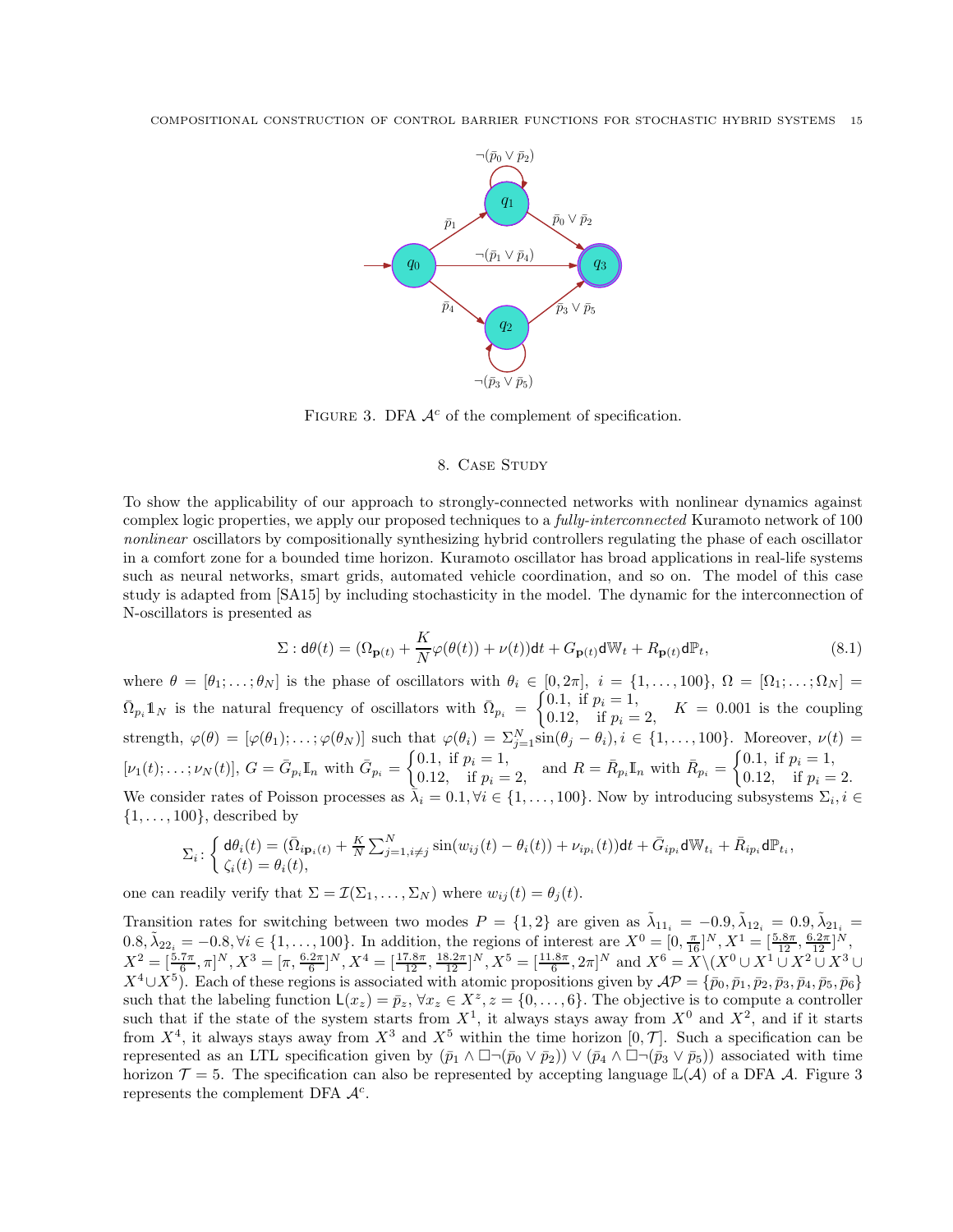FIGURE 3. DFA $\mathcal{A}^c$ of the complement of specification.

## 8. Case Study

To show the applicability of our approach to strongly-connected networks with nonlinear dynamics against complex logic properties, we apply our proposed techniques to a *fully-interconnected* Kuramoto network of 100 *nonlinear* oscillators by compositionally synthesizing hybrid controllers regulating the phase of each oscillator in a comfort zone for a bounded time horizon. Kuramoto oscillator has broad applications in real-life systems such as neural networks, smart grids, automated vehicle coordination, and so on. The model of this case study is adapted from [SA15] by including stochasticity in the model. The dynamic for the interconnection of N-oscillators is presented as

$$\Sigma : \mathsf{d}\theta(t) = (\Omega_{\mathbf{p}(t)} + \frac{K}{N}\varphi(\theta(t)) + \nu(t))\mathsf{d}t + G_{\mathbf{p}(t)}\mathsf{d}\mathbb{W}_t + R_{\mathbf{p}(t)}\mathsf{d}\mathbb{P}_t, \tag{8.1}$$

where $\theta = [\theta_1; \ldots; \theta_N]$ is the phase of oscillators with $\theta_i \in [0, 2\pi]$, $i = \{1, \ldots, 100\}$, $\Omega = [\Omega_1; \ldots; \Omega_N] = \bar{\Omega}_{p_i}\mathbb{1}_N$ is the natural frequency of oscillators with $\bar{\Omega}_{p_i} = \begin{cases} 0.1, & \text{if } p_i = 1, \\ 0.12, & \text{if } p_i = 2, \end{cases}$ $K = 0.001$ is the coupling strength, $\varphi(\theta) = [\varphi(\theta_1); \ldots; \varphi(\theta_N)]$ such that $\varphi(\theta_i) = \Sigma_{j=1}^{N}\sin(\theta_j - \theta_i), i \in \{1, \ldots, 100\}$. Moreover, $\nu(t) = [\nu_1(t); \ldots; \nu_N(t)]$, $G = \bar{G}_{p_i}\mathbb{I}_n$ with $\bar{G}_{p_i} = \begin{cases} 0.1, & \text{if } p_i = 1, \\ 0.12, & \text{if } p_i = 2, \end{cases}$ and $R = \bar{R}_{p_i}\mathbb{I}_n$ with $\bar{R}_{p_i} = \begin{cases} 0.1, & \text{if } p_i = 1, \\ 0.12, & \text{if } p_i = 2. \end{cases}$ We consider rates of Poisson processes as $\bar{\lambda}_i = 0.1, \forall i \in \{1, \ldots, 100\}$. Now by introducing subsystems $\Sigma_i, i \in \{1, \ldots, 100\}$, described by

$$\Sigma_i \colon \begin{cases} \mathsf{d}\theta_i(t) = (\bar{\Omega}_{i\mathbf{p}_i(t)} + \frac{K}{N}\sum_{j=1, i\neq j}^{N}\sin(w_{ij}(t) - \theta_i(t)) + \nu_{ip_i}(t))\mathsf{d}t + \bar{G}_{ip_i}\mathsf{d}\mathbb{W}_{t_i} + \bar{R}_{ip_i}\mathsf{d}\mathbb{P}_{t_i}, \\ \zeta_i(t) = \theta_i(t), \end{cases}$$

one can readily verify that $\Sigma = \mathcal{I}(\Sigma_1, \ldots, \Sigma_N)$ where $w_{ij}(t) = \theta_j(t)$.

Transition rates for switching between two modes $P = \{1, 2\}$ are given as $\tilde{\lambda}_{11_i} = -0.9, \tilde{\lambda}_{12_i} = 0.9, \tilde{\lambda}_{21_i} = 0.8, \tilde{\lambda}_{22_i} = -0.8, \forall i \in \{1, \ldots, 100\}$. In addition, the regions of interest are $X^0 = [0, \frac{\pi}{16}]^N, X^1 = [\frac{5.8\pi}{12}, \frac{6.2\pi}{12}]^N$, $X^2 = [\frac{5.7\pi}{6}, \pi]^N, X^3 = [\pi, \frac{6.2\pi}{6}]^N, X^4 = [\frac{17.8\pi}{12}, \frac{18.2\pi}{12}]^N, X^5 = [\frac{11.8\pi}{6}, 2\pi]^N$ and $X^6 = X \backslash (X^0 \cup X^1 \cup X^2 \cup X^3 \cup X^4 \cup X^5)$. Each of these regions is associated with atomic propositions given by $\mathcal{AP} = \{\bar{p}_0, \bar{p}_1, \bar{p}_2, \bar{p}_3, \bar{p}_4, \bar{p}_5, \bar{p}_6\}$ such that the labeling function $\mathsf{L}(x_z) = \bar{p}_z, \forall x_z \in X^z, z = \{0, \ldots, 6\}$. The objective is to compute a controller such that if the state of the system starts from $X^1$, it always stays away from $X^0$ and $X^2$, and if it starts from $X^4$, it always stays away from $X^3$ and $X^5$ within the time horizon $[0, \mathcal{T}]$. Such a specification can be represented as an LTL specification given by $(\bar{p}_1 \wedge \Box\neg(\bar{p}_0 \vee \bar{p}_2)) \vee (\bar{p}_4 \wedge \Box\neg(\bar{p}_3 \vee \bar{p}_5))$ associated with time horizon $\mathcal{T} = 5$. The specification can also be represented by accepting language $\mathbb{L}(\mathcal{A})$ of a DFA $\mathcal{A}$. Figure 3 represents the complement DFA $\mathcal{A}^c$.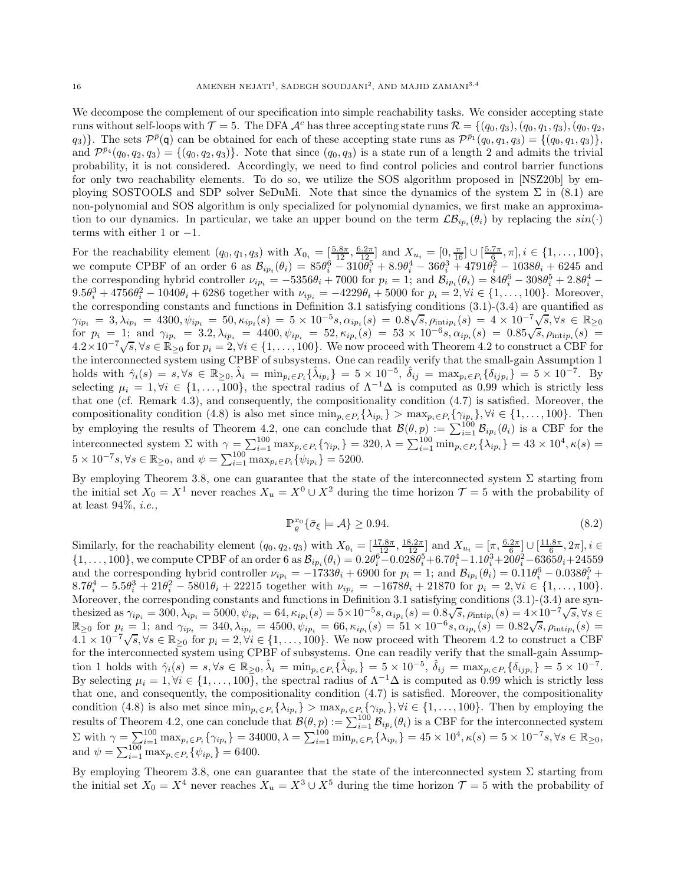We decompose the complement of our specification into simple reachability tasks. We consider accepting state runs without self-loops with $\mathcal{T} = 5$. The DFA $\mathcal{A}^c$ has three accepting state runs $\mathcal{R} = \{(q_0, q_3), (q_0, q_1, q_3), (q_0, q_2, q_3)\}$. The sets $\mathcal{P}^{\bar{p}}(\mathsf{q})$ can be obtained for each of these accepting state runs as $\mathcal{P}^{\bar{p}_1}(q_0, q_1, q_3) = \{(q_0, q_1, q_3)\}$, and $\mathcal{P}^{\bar{p}_4}(q_0, q_2, q_3) = \{(q_0, q_2, q_3)\}$. Note that since $(q_0, q_3)$ is a state run of a length 2 and admits the trivial probability, it is not considered. Accordingly, we need to find control policies and control barrier functions for only two reachability elements. To do so, we utilize the SOS algorithm proposed in [NSZ20b] by employing SOSTOOLS and SDP solver SeDuMi. Note that since the dynamics of the system $\Sigma$ in (8.1) are non-polynomial and SOS algorithm is only specialized for polynomial dynamics, we first make an approximation to our dynamics. In particular, we take an upper bound on the term $\mathcal{L}\mathcal{B}_{ip_i}(\theta_i)$ by replacing the $sin(\cdot)$ terms with either 1 or $-1$.

For the reachability element $(q_0, q_1, q_3)$ with $X_{0_i} = [\frac{5.8\pi}{12}, \frac{6.2\pi}{12}]$ and $X_{u_i} = [0, \frac{\pi}{16}] \cup [\frac{5.7\pi}{6}, \pi], i \in \{1, \ldots, 100\}$, we compute CPBF of an order 6 as $\mathcal{B}_{ip_i}(\theta_i) = 85\theta_i^6 - 310\theta_i^5 + 8.9\theta_i^4 - 36\theta_i^3 + 4791\theta_i^2 - 1038\theta_i + 6245$ and the corresponding hybrid controller $\nu_{ip_i} = -5356\theta_i + 7000$ for $p_i = 1$; and $\mathcal{B}_{ip_i}(\theta_i) = 84\theta_i^6 - 308\theta_i^5 + 2.8\theta_i^4 - 9.5\theta_i^3 + 4756\theta_i^2 - 1040\theta_i + 6286$ together with $\nu_{ip_i} = -4229\theta_i + 5000$ for $p_i = 2, \forall i \in \{1, \ldots, 100\}$. Moreover, the corresponding constants and functions in Definition 3.1 satisfying conditions (3.1)-(3.4) are quantified as $\gamma_{ip_i} = 3, \lambda_{ip_i} = 4300, \psi_{ip_i} = 50, \kappa_{ip_i}(s) = 5 \times 10^{-5}s, \alpha_{ip_i}(s) = 0.8\sqrt{s}, \rho_{\text{int}ip_i}(s) = 4 \times 10^{-7}\sqrt{s}, \forall s \in \mathbb{R}_{\geq 0}$ for $p_i = 1$; and $\gamma_{ip_i} = 3.2, \lambda_{ip_i} = 4400, \psi_{ip_i} = 52, \kappa_{ip_i}(s) = 53 \times 10^{-6}s, \alpha_{ip_i}(s) = 0.85\sqrt{s}, \rho_{\text{int}ip_i}(s) = 4.2 \times 10^{-7}\sqrt{s}, \forall s \in \mathbb{R}_{\geq 0}$ for $p_i = 2, \forall i \in \{1, \ldots, 100\}$. We now proceed with Theorem 4.2 to construct a CBF for the interconnected system using CPBF of subsystems. One can readily verify that the small-gain Assumption 1 holds with $\hat{\gamma}_i(s) = s, \forall s \in \mathbb{R}_{\geq 0}, \hat{\lambda}_i = \min_{p_i \in P_i}\{\hat{\lambda}_{ip_i}\} = 5 \times 10^{-5}$, $\hat{\delta}_{ij} = \max_{p_i \in P_i}\{\delta_{ijp_i}\} = 5 \times 10^{-7}$. By selecting $\mu_i = 1, \forall i \in \{1, \ldots, 100\}$, the spectral radius of $\Lambda^{-1}\Delta$ is computed as 0.99 which is strictly less that one (cf. Remark 4.3), and consequently, the compositionality condition (4.7) is satisfied. Moreover, the compositionality condition (4.8) is also met since $\min_{p_i \in P_i}\{\lambda_{ip_i}\} > \max_{p_i \in P_i}\{\gamma_{ip_i}\}, \forall i \in \{1, \ldots, 100\}$. Then by employing the results of Theorem 4.2, one can conclude that $\mathcal{B}(\theta, p) := \sum_{i=1}^{100} \mathcal{B}_{ip_i}(\theta_i)$ is a CBF for the interconnected system $\Sigma$ with $\gamma = \sum_{i=1}^{100} \max_{p_i \in P_i}\{\gamma_{ip_i}\} = 320, \lambda = \sum_{i=1}^{100} \min_{p_i \in P_i}\{\lambda_{ip_i}\} = 43 \times 10^4, \kappa(s) = 5 \times 10^{-7}s, \forall s \in \mathbb{R}_{\geq 0}$, and $\psi = \sum_{i=1}^{100} \max_{p_i \in P_i}\{\psi_{ip_i}\} = 5200$.

By employing Theorem 3.8, one can guarantee that the state of the interconnected system $\Sigma$ starting from the initial set $X_0 = X^1$ never reaches $X_u = X^0 \cup X^2$ during the time horizon $\mathcal{T} = 5$ with the probability of at least 94%, *i.e.,*

$$\mathbb{P}_{\varrho}^{x_0}\{\bar{\sigma}_{\xi} \models \mathcal{A}\} \geq 0.94. \tag{8.2}$$

Similarly, for the reachability element $(q_0, q_2, q_3)$ with $X_{0_i} = [\frac{17.8\pi}{12}, \frac{18.2\pi}{12}]$ and $X_{u_i} = [\pi, \frac{6.2\pi}{6}] \cup [\frac{11.8\pi}{6}, 2\pi], i \in \{1, \ldots, 100\}$, we compute CPBF of an order 6 as $\mathcal{B}_{ip_i}(\theta_i) = 0.2\theta_i^6 - 0.028\theta_i^5 + 6.7\theta_i^4 - 1.1\theta_i^3 + 20\theta_i^2 - 6365\theta_i + 24559$ and the corresponding hybrid controller $\nu_{ip_i} = -1733\theta_i + 6900$ for $p_i = 1$; and $\mathcal{B}_{ip_i}(\theta_i) = 0.11\theta_i^6 - 0.038\theta_i^5 + 8.7\theta_i^4 - 5.5\theta_i^3 + 21\theta_i^2 - 5801\theta_i + 22215$ together with $\nu_{ip_i} = -1678\theta_i + 21870$ for $p_i = 2, \forall i \in \{1, \ldots, 100\}$. Moreover, the corresponding constants and functions in Definition 3.1 satisfying conditions (3.1)-(3.4) are synthesized as $\gamma_{ip_i} = 300, \lambda_{ip_i} = 5000, \psi_{ip_i} = 64, \kappa_{ip_i}(s) = 5 \times 10^{-5}s, \alpha_{ip_i}(s) = 0.8\sqrt{s}, \rho_{\text{int}ip_i}(s) = 4 \times 10^{-7}\sqrt{s}, \forall s \in \mathbb{R}_{\geq 0}$ for $p_i = 1$; and $\gamma_{ip_i} = 340, \lambda_{ip_i} = 4500, \psi_{ip_i} = 66, \kappa_{ip_i}(s) = 51 \times 10^{-6}s, \alpha_{ip_i}(s) = 0.82\sqrt{s}, \rho_{\text{int}ip_i}(s) = 4.1 \times 10^{-7}\sqrt{s}, \forall s \in \mathbb{R}_{\geq 0}$ for $p_i = 2, \forall i \in \{1, \ldots, 100\}$. We now proceed with Theorem 4.2 to construct a CBF for the interconnected system using CPBF of subsystems. One can readily verify that the small-gain Assumption 1 holds with $\hat{\gamma}_i(s) = s, \forall s \in \mathbb{R}_{\geq 0}, \hat{\lambda}_i = \min_{p_i \in P_i}\{\hat{\lambda}_{ip_i}\} = 5 \times 10^{-5}$, $\hat{\delta}_{ij} = \max_{p_i \in P_i}\{\delta_{ijp_i}\} = 5 \times 10^{-7}$. By selecting $\mu_i = 1, \forall i \in \{1, \ldots, 100\}$, the spectral radius of $\Lambda^{-1}\Delta$ is computed as 0.99 which is strictly less that one, and consequently, the compositionality condition (4.7) is satisfied. Moreover, the compositionality condition (4.8) is also met since $\min_{p_i \in P_i}\{\lambda_{ip_i}\} > \max_{p_i \in P_i}\{\gamma_{ip_i}\}, \forall i \in \{1, \ldots, 100\}$. Then by employing the results of Theorem 4.2, one can conclude that $\mathcal{B}(\theta, p) := \sum_{i=1}^{100} \mathcal{B}_{ip_i}(\theta_i)$ is a CBF for the interconnected system $\Sigma$ with $\gamma = \sum_{i=1}^{100} \max_{p_i \in P_i}\{\gamma_{ip_i}\} = 34000, \lambda = \sum_{i=1}^{100} \min_{p_i \in P_i}\{\lambda_{ip_i}\} = 45 \times 10^4, \kappa(s) = 5 \times 10^{-7}s, \forall s \in \mathbb{R}_{\geq 0}$, and $\psi = \sum_{i=1}^{100} \max_{p_i \in P_i}\{\psi_{ip_i}\} = 6400$.

By employing Theorem 3.8, one can guarantee that the state of the interconnected system $\Sigma$ starting from the initial set $X_0 = X^4$ never reaches $X_u = X^3 \cup X^5$ during the time horizon $\mathcal{T} = 5$ with the probability of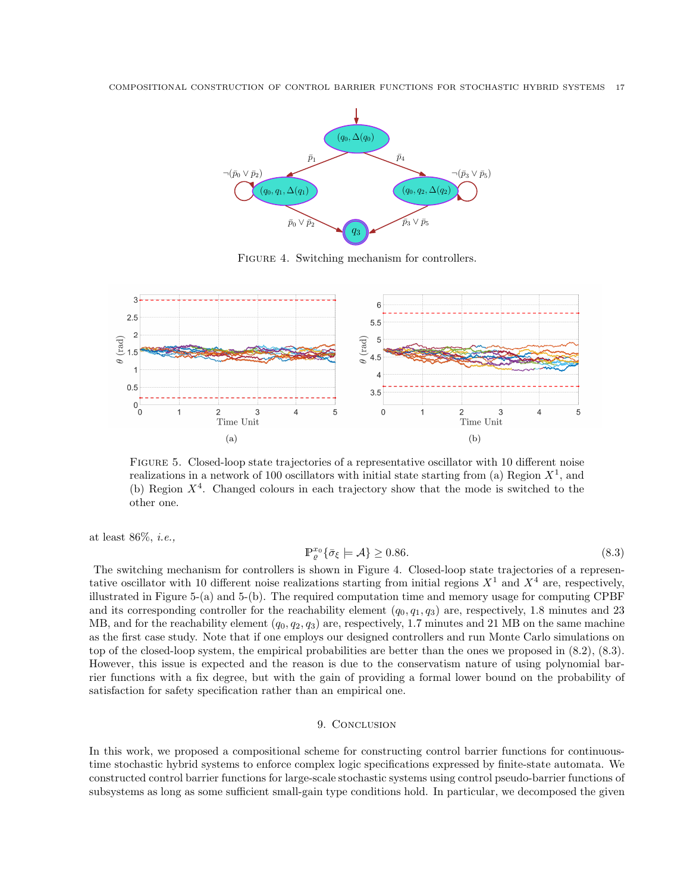FIGURE 4. Switching mechanism for controllers.

FIGURE 5. Closed-loop state trajectories of a representative oscillator with 10 different noise realizations in a network of 100 oscillators with initial state starting from (a) Region $X^1$, and (b) Region $X^4$. Changed colours in each trajectory show that the mode is switched to the other one.

at least 86%, *i.e.,*

$$\mathbb{P}_{\varrho}^{x_0}\{\bar{\sigma}_{\xi} \models \mathcal{A}\} \geq 0.86. \tag{8.3}$$

The switching mechanism for controllers is shown in Figure 4. Closed-loop state trajectories of a representative oscillator with 10 different noise realizations starting from initial regions $X^1$ and $X^4$ are, respectively, illustrated in Figure 5-(a) and 5-(b). The required computation time and memory usage for computing CPBF and its corresponding controller for the reachability element $(q_0, q_1, q_3)$ are, respectively, 1.8 minutes and 23 MB, and for the reachability element $(q_0, q_2, q_3)$ are, respectively, 1.7 minutes and 21 MB on the same machine as the first case study. Note that if one employs our designed controllers and run Monte Carlo simulations on top of the closed-loop system, the empirical probabilities are better than the ones we proposed in (8.2), (8.3). However, this issue is expected and the reason is due to the conservatism nature of using polynomial barrier functions with a fix degree, but with the gain of providing a formal lower bound on the probability of satisfaction for safety specification rather than an empirical one.

## 9. Conclusion

In this work, we proposed a compositional scheme for constructing control barrier functions for continuous-time stochastic hybrid systems to enforce complex logic specifications expressed by finite-state automata. We constructed control barrier functions for large-scale stochastic systems using control pseudo-barrier functions of subsystems as long as some sufficient small-gain type conditions hold. In particular, we decomposed the given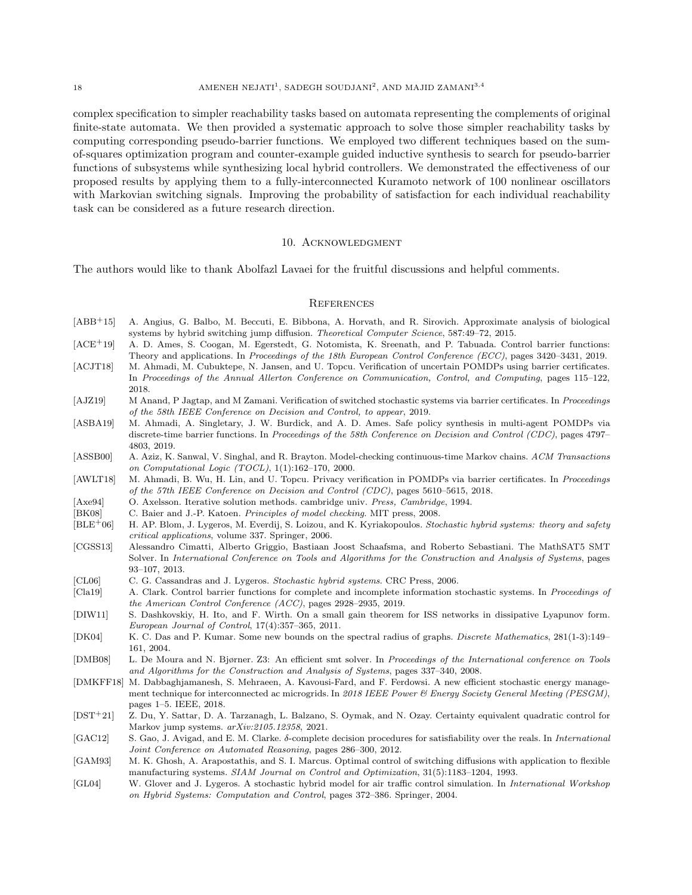complex specification to simpler reachability tasks based on automata representing the complements of original finite-state automata. We then provided a systematic approach to solve those simpler reachability tasks by computing corresponding pseudo-barrier functions. We employed two different techniques based on the sum-of-squares optimization program and counter-example guided inductive synthesis to search for pseudo-barrier functions of subsystems while synthesizing local hybrid controllers. We demonstrated the effectiveness of our proposed results by applying them to a fully-interconnected Kuramoto network of 100 nonlinear oscillators with Markovian switching signals. Improving the probability of satisfaction for each individual reachability task can be considered as a future research direction.

## 10. Acknowledgment

The authors would like to thank Abolfazl Lavaei for the fruitful discussions and helpful comments.

## References

- [ABB+15] A. Angius, G. Balbo, M. Beccuti, E. Bibbona, A. Horvath, and R. Sirovich. Approximate analysis of biological systems by hybrid switching jump diffusion. *Theoretical Computer Science*, 587:49–72, 2015.
- [ACE+19] A. D. Ames, S. Coogan, M. Egerstedt, G. Notomista, K. Sreenath, and P. Tabuada. Control barrier functions: Theory and applications. In *Proceedings of the 18th European Control Conference (ECC)*, pages 3420–3431, 2019.
- [ACJT18] M. Ahmadi, M. Cubuktepe, N. Jansen, and U. Topcu. Verification of uncertain POMDPs using barrier certificates. In *Proceedings of the Annual Allerton Conference on Communication, Control, and Computing*, pages 115–122, 2018.
- [AJZ19] M Anand, P Jagtap, and M Zamani. Verification of switched stochastic systems via barrier certificates. In *Proceedings of the 58th IEEE Conference on Decision and Control, to appear*, 2019.
- [ASBA19] M. Ahmadi, A. Singletary, J. W. Burdick, and A. D. Ames. Safe policy synthesis in multi-agent POMDPs via discrete-time barrier functions. In *Proceedings of the 58th Conference on Decision and Control (CDC)*, pages 4797–4803, 2019.
- [ASSB00] A. Aziz, K. Sanwal, V. Singhal, and R. Brayton. Model-checking continuous-time Markov chains. *ACM Transactions on Computational Logic (TOCL)*, 1(1):162–170, 2000.
- [AWLT18] M. Ahmadi, B. Wu, H. Lin, and U. Topcu. Privacy verification in POMDPs via barrier certificates. In *Proceedings of the 57th IEEE Conference on Decision and Control (CDC)*, pages 5610–5615, 2018.
- [Axe94] O. Axelsson. Iterative solution methods. cambridge univ. *Press, Cambridge*, 1994.
- [BK08] C. Baier and J.-P. Katoen. *Principles of model checking*. MIT press, 2008.
- [BLE+06] H. AP. Blom, J. Lygeros, M. Everdij, S. Loizou, and K. Kyriakopoulos. *Stochastic hybrid systems: theory and safety critical applications*, volume 337. Springer, 2006.
- [CGSS13] Alessandro Cimatti, Alberto Griggio, Bastiaan Joost Schaafsma, and Roberto Sebastiani. The MathSAT5 SMT Solver. In *International Conference on Tools and Algorithms for the Construction and Analysis of Systems*, pages 93–107, 2013.
- [CL06] C. G. Cassandras and J. Lygeros. *Stochastic hybrid systems*. CRC Press, 2006.
- [Cla19] A. Clark. Control barrier functions for complete and incomplete information stochastic systems. In *Proceedings of the American Control Conference (ACC)*, pages 2928–2935, 2019.
- [DIW11] S. Dashkovskiy, H. Ito, and F. Wirth. On a small gain theorem for ISS networks in dissipative Lyapunov form. *European Journal of Control*, 17(4):357–365, 2011.
- [DK04] K. C. Das and P. Kumar. Some new bounds on the spectral radius of graphs. *Discrete Mathematics*, 281(1-3):149–161, 2004.
- [DMB08] L. De Moura and N. Bjørner. Z3: An efficient smt solver. In *Proceedings of the International conference on Tools and Algorithms for the Construction and Analysis of Systems*, pages 337–340, 2008.
- [DMKFF18] M. Dabbaghjamanesh, S. Mehraeen, A. Kavousi-Fard, and F. Ferdowsi. A new efficient stochastic energy management technique for interconnected ac microgrids. In *2018 IEEE Power & Energy Society General Meeting (PESGM)*, pages 1–5. IEEE, 2018.
- [DST+21] Z. Du, Y. Sattar, D. A. Tarzanagh, L. Balzano, S. Oymak, and N. Ozay. Certainty equivalent quadratic control for Markov jump systems. *arXiv:2105.12358*, 2021.
- [GAC12] S. Gao, J. Avigad, and E. M. Clarke. $\delta$-complete decision procedures for satisfiability over the reals. In *International Joint Conference on Automated Reasoning*, pages 286–300, 2012.
- [GAM93] M. K. Ghosh, A. Arapostathis, and S. I. Marcus. Optimal control of switching diffusions with application to flexible manufacturing systems. *SIAM Journal on Control and Optimization*, 31(5):1183–1204, 1993.
- [GL04] W. Glover and J. Lygeros. A stochastic hybrid model for air traffic control simulation. In *International Workshop on Hybrid Systems: Computation and Control*, pages 372–386. Springer, 2004.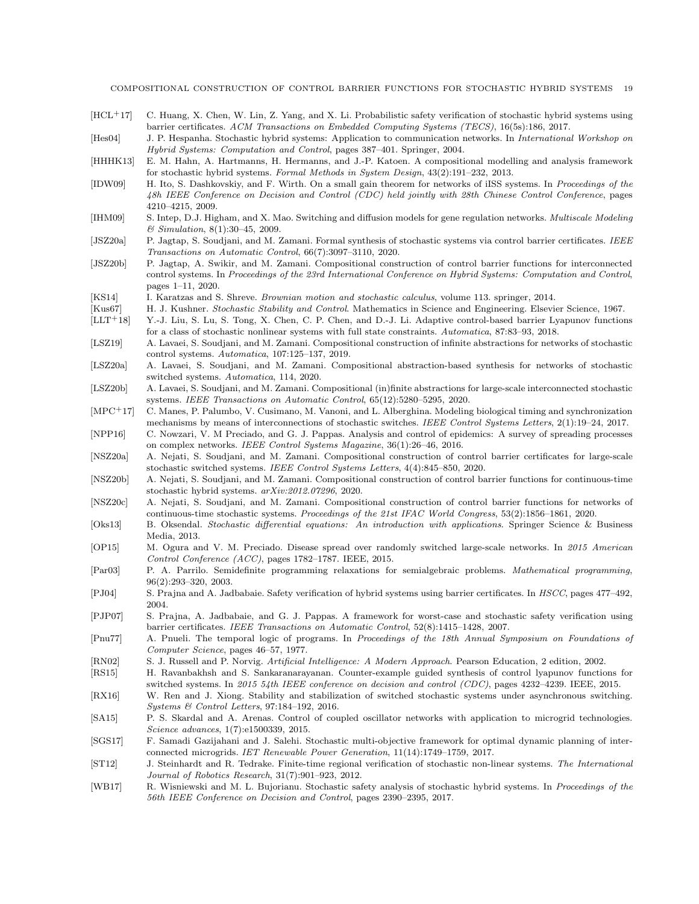[HCL+17] C. Huang, X. Chen, W. Lin, Z. Yang, and X. Li. Probabilistic safety verification of stochastic hybrid systems using barrier certificates. *ACM Transactions on Embedded Computing Systems (TECS)*, 16(5s):186, 2017.

[Hes04] J. P. Hespanha. Stochastic hybrid systems: Application to communication networks. In *International Workshop on Hybrid Systems: Computation and Control*, pages 387–401. Springer, 2004.

[HHHK13] E. M. Hahn, A. Hartmanns, H. Hermanns, and J.-P. Katoen. A compositional modelling and analysis framework for stochastic hybrid systems. *Formal Methods in System Design*, 43(2):191–232, 2013.

[IDW09] H. Ito, S. Dashkovskiy, and F. Wirth. On a small gain theorem for networks of iISS systems. In *Proceedings of the 48h IEEE Conference on Decision and Control (CDC) held jointly with 28th Chinese Control Conference*, pages 4210–4215, 2009.

[IHM09] S. Intep, D.J. Higham, and X. Mao. Switching and diffusion models for gene regulation networks. *Multiscale Modeling & Simulation*, 8(1):30–45, 2009.

[JSZ20a] P. Jagtap, S. Soudjani, and M. Zamani. Formal synthesis of stochastic systems via control barrier certificates. *IEEE Transactions on Automatic Control*, 66(7):3097–3110, 2020.

[JSZ20b] P. Jagtap, A. Swikir, and M. Zamani. Compositional construction of control barrier functions for interconnected control systems. In *Proceedings of the 23rd International Conference on Hybrid Systems: Computation and Control*, pages 1–11, 2020.

[KS14] I. Karatzas and S. Shreve. *Brownian motion and stochastic calculus*, volume 113. springer, 2014.

[Kus67] H. J. Kushner. *Stochastic Stability and Control*. Mathematics in Science and Engineering. Elsevier Science, 1967.

[LLT+18] Y.-J. Liu, S. Lu, S. Tong, X. Chen, C. P. Chen, and D.-J. Li. Adaptive control-based barrier Lyapunov functions for a class of stochastic nonlinear systems with full state constraints. *Automatica*, 87:83–93, 2018.

[LSZ19] A. Lavaei, S. Soudjani, and M. Zamani. Compositional construction of infinite abstractions for networks of stochastic control systems. *Automatica*, 107:125–137, 2019.

[LSZ20a] A. Lavaei, S. Soudjani, and M. Zamani. Compositional abstraction-based synthesis for networks of stochastic switched systems. *Automatica*, 114, 2020.

[LSZ20b] A. Lavaei, S. Soudjani, and M. Zamani. Compositional (in)finite abstractions for large-scale interconnected stochastic systems. *IEEE Transactions on Automatic Control*, 65(12):5280–5295, 2020.

[MPC+17] C. Manes, P. Palumbo, V. Cusimano, M. Vanoni, and L. Alberghina. Modeling biological timing and synchronization mechanisms by means of interconnections of stochastic switches. *IEEE Control Systems Letters*, 2(1):19–24, 2017.

[NPP16] C. Nowzari, V. M Preciado, and G. J. Pappas. Analysis and control of epidemics: A survey of spreading processes on complex networks. *IEEE Control Systems Magazine*, 36(1):26–46, 2016.

[NSZ20a] A. Nejati, S. Soudjani, and M. Zamani. Compositional construction of control barrier certificates for large-scale stochastic switched systems. *IEEE Control Systems Letters*, 4(4):845–850, 2020.

[NSZ20b] A. Nejati, S. Soudjani, and M. Zamani. Compositional construction of control barrier functions for continuous-time stochastic hybrid systems. *arXiv:2012.07296*, 2020.

[NSZ20c] A. Nejati, S. Soudjani, and M. Zamani. Compositional construction of control barrier functions for networks of continuous-time stochastic systems. *Proceedings of the 21st IFAC World Congress*, 53(2):1856–1861, 2020.

[Oks13] B. Oksendal. *Stochastic differential equations: An introduction with applications*. Springer Science & Business Media, 2013.

[OP15] M. Ogura and V. M. Preciado. Disease spread over randomly switched large-scale networks. In *2015 American Control Conference (ACC)*, pages 1782–1787. IEEE, 2015.

[Par03] P. A. Parrilo. Semidefinite programming relaxations for semialgebraic problems. *Mathematical programming*, 96(2):293–320, 2003.

[PJ04] S. Prajna and A. Jadbabaie. Safety verification of hybrid systems using barrier certificates. In *HSCC*, pages 477–492, 2004.

[PJP07] S. Prajna, A. Jadbabaie, and G. J. Pappas. A framework for worst-case and stochastic safety verification using barrier certificates. *IEEE Transactions on Automatic Control*, 52(8):1415–1428, 2007.

[Pnu77] A. Pnueli. The temporal logic of programs. In *Proceedings of the 18th Annual Symposium on Foundations of Computer Science*, pages 46–57, 1977.

[RN02] S. J. Russell and P. Norvig. *Artificial Intelligence: A Modern Approach*. Pearson Education, 2 edition, 2002.

[RS15] H. Ravanbakhsh and S. Sankaranarayanan. Counter-example guided synthesis of control lyapunov functions for switched systems. In *2015 54th IEEE conference on decision and control (CDC)*, pages 4232–4239. IEEE, 2015.

[RX16] W. Ren and J. Xiong. Stability and stabilization of switched stochastic systems under asynchronous switching. *Systems & Control Letters*, 97:184–192, 2016.

[SA15] P. S. Skardal and A. Arenas. Control of coupled oscillator networks with application to microgrid technologies. *Science advances*, 1(7):e1500339, 2015.

[SGS17] F. Samadi Gazijahani and J. Salehi. Stochastic multi-objective framework for optimal dynamic planning of interconnected microgrids. *IET Renewable Power Generation*, 11(14):1749–1759, 2017.

[ST12] J. Steinhardt and R. Tedrake. Finite-time regional verification of stochastic non-linear systems. *The International Journal of Robotics Research*, 31(7):901–923, 2012.

[WB17] R. Wisniewski and M. L. Bujorianu. Stochastic safety analysis of stochastic hybrid systems. In *Proceedings of the 56th IEEE Conference on Decision and Control*, pages 2390–2395, 2017.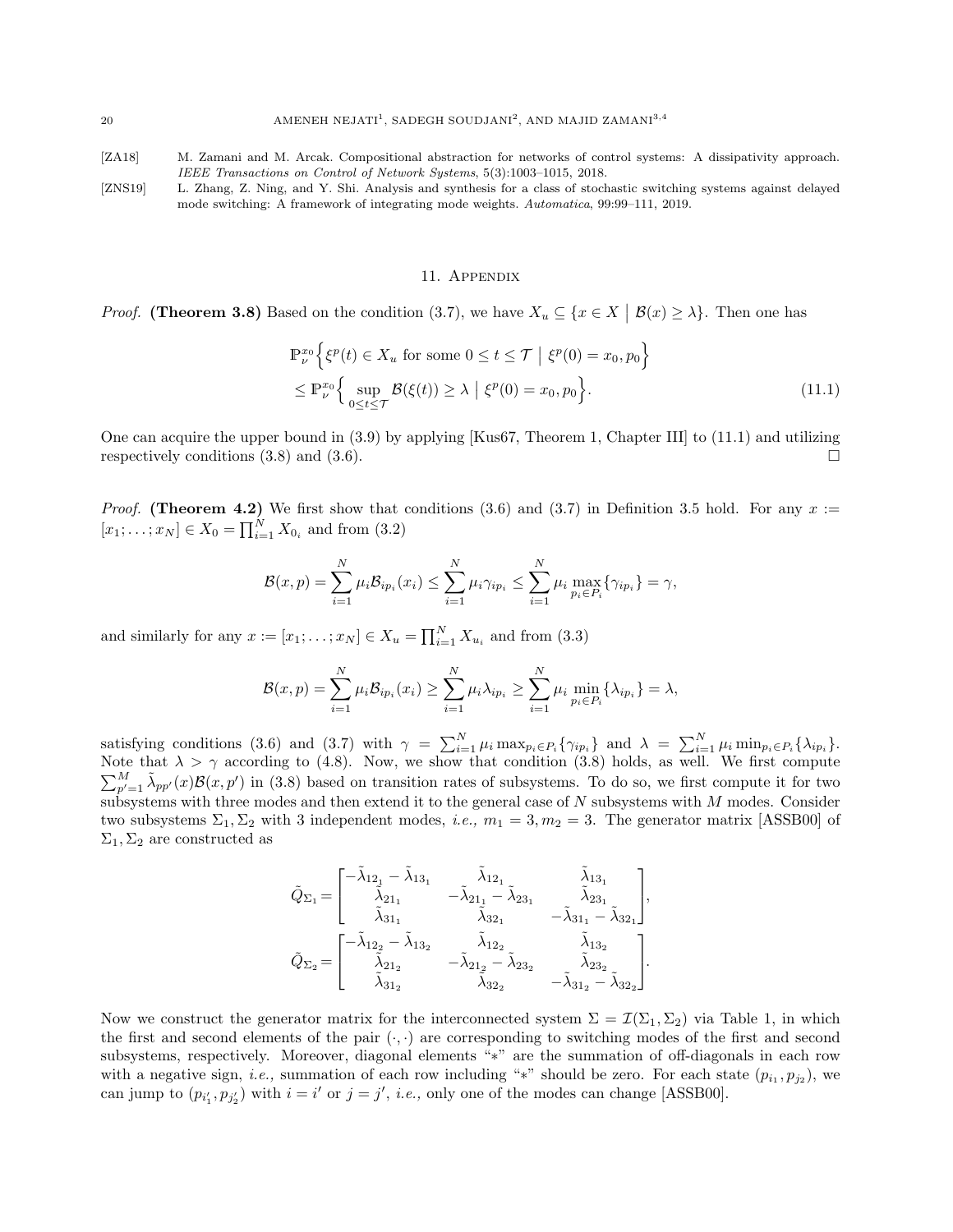[ZA18] M. Zamani and M. Arcak. Compositional abstraction for networks of control systems: A dissipativity approach. *IEEE Transactions on Control of Network Systems*, 5(3):1003–1015, 2018.

[ZNS19] L. Zhang, Z. Ning, and Y. Shi. Analysis and synthesis for a class of stochastic switching systems against delayed mode switching: A framework of integrating mode weights. *Automatica*, 99:99–111, 2019.

## 11. Appendix

*Proof.* **(Theorem 3.8)** Based on the condition (3.7), we have $X_u \subseteq \{x \in X \mid \mathcal{B}(x) \geq \lambda\}$. Then one has

$$
\begin{aligned}
&\mathbb{P}_{\nu}^{x_0}\Big\{\xi^p(t) \in X_u \text{ for some } 0 \leq t \leq \mathcal{T} \;\Big|\; \xi^p(0) = x_0, p_0\Big\} \\
&\leq \mathbb{P}_{\nu}^{x_0}\Big\{\sup_{0 \leq t \leq \mathcal{T}} \mathcal{B}(\xi(t)) \geq \lambda \;\big|\; \xi^p(0) = x_0, p_0\Big\}. \qquad (11.1)
\end{aligned}
$$

One can acquire the upper bound in (3.9) by applying [Kus67, Theorem 1, Chapter III] to (11.1) and utilizing respectively conditions (3.8) and (3.6). $\square$

*Proof.* **(Theorem 4.2)** We first show that conditions (3.6) and (3.7) in Definition 3.5 hold. For any $x := [x_1; \ldots; x_N] \in X_0 = \prod_{i=1}^N X_{0_i}$ and from (3.2)

$$
\mathcal{B}(x,p) = \sum_{i=1}^N \mu_i \mathcal{B}_{ip_i}(x_i) \leq \sum_{i=1}^N \mu_i \gamma_{ip_i} \leq \sum_{i=1}^N \mu_i \max_{p_i \in P_i}\{\gamma_{ip_i}\} = \gamma,
$$

and similarly for any $x := [x_1; \ldots; x_N] \in X_u = \prod_{i=1}^N X_{u_i}$ and from (3.3)

$$
\mathcal{B}(x,p) = \sum_{i=1}^N \mu_i \mathcal{B}_{ip_i}(x_i) \geq \sum_{i=1}^N \mu_i \lambda_{ip_i} \geq \sum_{i=1}^N \mu_i \min_{p_i \in P_i}\{\lambda_{ip_i}\} = \lambda,
$$

satisfying conditions (3.6) and (3.7) with $\gamma = \sum_{i=1}^N \mu_i \max_{p_i \in P_i}\{\gamma_{ip_i}\}$ and $\lambda = \sum_{i=1}^N \mu_i \min_{p_i \in P_i}\{\lambda_{ip_i}\}$. Note that $\lambda > \gamma$ according to (4.8). Now, we show that condition (3.8) holds, as well. We first compute $\sum_{p'=1}^M \tilde{\lambda}_{pp'}(x)\mathcal{B}(x,p')$ in (3.8) based on transition rates of subsystems. To do so, we first compute it for two subsystems with three modes and then extend it to the general case of $N$ subsystems with $M$ modes. Consider two subsystems $\Sigma_1, \Sigma_2$ with 3 independent modes, *i.e.,* $m_1 = 3, m_2 = 3$. The generator matrix [ASSB00] of $\Sigma_1, \Sigma_2$ are constructed as

$$
\tilde{Q}_{\Sigma_1} = \begin{bmatrix} -\tilde{\lambda}_{12_1} - \tilde{\lambda}_{13_1} & \tilde{\lambda}_{12_1} & \tilde{\lambda}_{13_1} \\ \tilde{\lambda}_{21_1} & -\tilde{\lambda}_{21_1} - \tilde{\lambda}_{23_1} & \tilde{\lambda}_{23_1} \\ \tilde{\lambda}_{31_1} & \tilde{\lambda}_{32_1} & -\tilde{\lambda}_{31_1} - \tilde{\lambda}_{32_1} \end{bmatrix},
$$

$$
\tilde{Q}_{\Sigma_2} = \begin{bmatrix} -\tilde{\lambda}_{12_2} - \tilde{\lambda}_{13_2} & \tilde{\lambda}_{12_2} & \tilde{\lambda}_{13_2} \\ \tilde{\lambda}_{21_2} & -\tilde{\lambda}_{21_2} - \tilde{\lambda}_{23_2} & \tilde{\lambda}_{23_2} \\ \tilde{\lambda}_{31_2} & \tilde{\lambda}_{32_2} & -\tilde{\lambda}_{31_2} - \tilde{\lambda}_{32_2} \end{bmatrix}.
$$

Now we construct the generator matrix for the interconnected system $\Sigma = \mathcal{I}(\Sigma_1, \Sigma_2)$ via Table 1, in which the first and second elements of the pair $(\cdot,\cdot)$ are corresponding to switching modes of the first and second subsystems, respectively. Moreover, diagonal elements "$*$" are the summation of off-diagonals in each row with a negative sign, *i.e.,* summation of each row including "$*$" should be zero. For each state $(p_{i_1}, p_{j_2})$, we can jump to $(p_{i'_1}, p_{j'_2})$ with $i = i'$ or $j = j'$, *i.e.,* only one of the modes can change [ASSB00].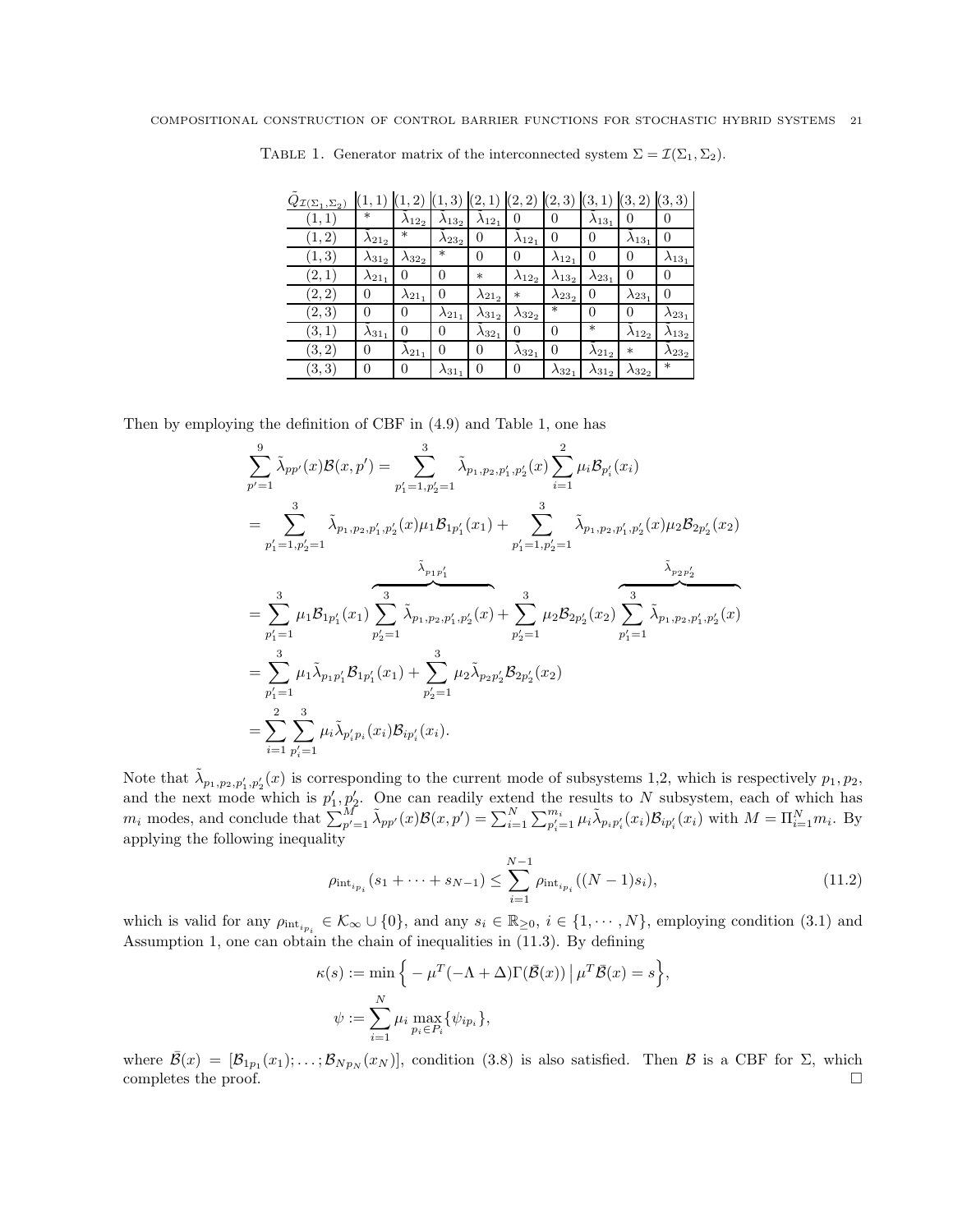Table 1. Generator matrix of the interconnected system $\Sigma = \mathcal{I}(\Sigma_1, \Sigma_2)$.

| $\tilde{Q}_{\mathcal{I}(\Sigma_1,\Sigma_2)}$ | $(1,1)$ | $(1,2)$ | $(1,3)$ | $(2,1)$ | $(2,2)$ | $(2,3)$ | $(3,1)$ | $(3,2)$ | $(3,3)$ |
|---|---|---|---|---|---|---|---|---|---|
| $(1,1)$ | $*$ | $\lambda_{12_2}$ | $\lambda_{13_2}$ | $\lambda_{12_1}$ | $0$ | $0$ | $\lambda_{13_1}$ | $0$ | $0$ |
| $(1,2)$ | $\lambda_{21_2}$ | $*$ | $\lambda_{23_2}$ | $0$ | $\lambda_{12_1}$ | $0$ | $0$ | $\lambda_{13_1}$ | $0$ |
| $(1,3)$ | $\lambda_{31_2}$ | $\lambda_{32_2}$ | $*$ | $0$ | $0$ | $\lambda_{12_1}$ | $0$ | $0$ | $\lambda_{13_1}$ |
| $(2,1)$ | $\lambda_{21_1}$ | $0$ | $0$ | $*$ | $\lambda_{12_2}$ | $\lambda_{13_2}$ | $\lambda_{23_1}$ | $0$ | $0$ |
| $(2,2)$ | $0$ | $\lambda_{21_1}$ | $0$ | $\lambda_{21_2}$ | $*$ | $\lambda_{23_2}$ | $0$ | $\lambda_{23_1}$ | $0$ |
| $(2,3)$ | $0$ | $0$ | $\lambda_{21_1}$ | $\lambda_{31_2}$ | $\lambda_{32_2}$ | $*$ | $0$ | $0$ | $\lambda_{23_1}$ |
| $(3,1)$ | $\lambda_{31_1}$ | $0$ | $0$ | $\lambda_{32_1}$ | $0$ | $0$ | $*$ | $\lambda_{12_2}$ | $\lambda_{13_2}$ |
| $(3,2)$ | $0$ | $\lambda_{21_1}$ | $0$ | $0$ | $\lambda_{32_1}$ | $0$ | $\lambda_{21_2}$ | $*$ | $\lambda_{23_2}$ |
| $(3,3)$ | $0$ | $0$ | $\lambda_{31_1}$ | $0$ | $0$ | $\lambda_{32_1}$ | $\lambda_{31_2}$ | $\lambda_{32_2}$ | $*$ |

Then by employing the definition of CBF in (4.9) and Table 1, one has

$$
\begin{aligned}
\sum_{p'=1}^{9} \tilde{\lambda}_{pp'}(x)\mathcal{B}(x,p') &= \sum_{p_1'=1,p_2'=1}^{3} \tilde{\lambda}_{p_1,p_2,p_1',p_2'}(x) \sum_{i=1}^{2} \mu_i \mathcal{B}_{p_i'}(x_i) \\
&= \sum_{p_1'=1,p_2'=1}^{3} \tilde{\lambda}_{p_1,p_2,p_1',p_2'}(x)\mu_1\mathcal{B}_{1p_1'}(x_1) + \sum_{p_1'=1,p_2'=1}^{3} \tilde{\lambda}_{p_1,p_2,p_1',p_2'}(x)\mu_2\mathcal{B}_{2p_2'}(x_2) \\
&= \sum_{p_1'=1}^{3} \mu_1 \mathcal{B}_{1p_1'}(x_1) \overbrace{\sum_{p_2'=1}^{3} \tilde{\lambda}_{p_1,p_2,p_1',p_2'}(x)}^{\tilde{\lambda}_{p_1p_1'}} + \sum_{p_2'=1}^{3} \mu_2 \mathcal{B}_{2p_2'}(x_2) \overbrace{\sum_{p_1'=1}^{3} \tilde{\lambda}_{p_1,p_2,p_1',p_2'}(x)}^{\tilde{\lambda}_{p_2p_2'}} \\
&= \sum_{p_1'=1}^{3} \mu_1 \tilde{\lambda}_{p_1p_1'} \mathcal{B}_{1p_1'}(x_1) + \sum_{p_2'=1}^{3} \mu_2 \tilde{\lambda}_{p_2p_2'} \mathcal{B}_{2p_2'}(x_2) \\
&= \sum_{i=1}^{2} \sum_{p_i'=1}^{3} \mu_i \tilde{\lambda}_{p_i'p_i}(x_i) \mathcal{B}_{ip_i'}(x_i).
\end{aligned}
$$

Note that $\tilde{\lambda}_{p_1,p_2,p_1',p_2'}(x)$ is corresponding to the current mode of subsystems 1,2, which is respectively $p_1, p_2$, and the next mode which is $p_1', p_2'$. One can readily extend the results to $N$ subsystem, each of which has $m_i$ modes, and conclude that $\sum_{p'=1}^{M} \tilde{\lambda}_{pp'}(x)\mathcal{B}(x,p') = \sum_{i=1}^{N}\sum_{p_i'=1}^{m_i} \mu_i \tilde{\lambda}_{p_ip_i'}(x_i)\mathcal{B}_{ip_i'}(x_i)$ with $M = \Pi_{i=1}^{N} m_i$. By applying the following inequality

$$
\rho_{\text{int}_{i p_i}}(s_1 + \cdots + s_{N-1}) \leq \sum_{i=1}^{N-1} \rho_{\text{int}_{i p_i}}((N-1)s_i), \tag{11.2}
$$

which is valid for any $\rho_{\text{int}_{i p_i}} \in \mathcal{K}_\infty \cup \{0\}$, and any $s_i \in \mathbb{R}_{\geq 0}$, $i \in \{1, \cdots, N\}$, employing condition (3.1) and Assumption 1, one can obtain the chain of inequalities in (11.3). By defining

$$
\begin{aligned}
\kappa(s) &:= \min\Big\{ -\mu^T(-\Lambda + \Delta)\Gamma(\bar{\mathcal{B}}(x)) \,\Big|\, \mu^T\bar{\mathcal{B}}(x) = s \Big\}, \\
\psi &:= \sum_{i=1}^{N} \mu_i \max_{p_i \in P_i} \{\psi_{ip_i}\},
\end{aligned}
$$

where $\bar{\mathcal{B}}(x) = [\mathcal{B}_{1p_1}(x_1); \ldots; \mathcal{B}_{Np_N}(x_N)]$, condition (3.8) is also satisfied. Then $\mathcal{B}$ is a CBF for $\Sigma$, which completes the proof. $\square$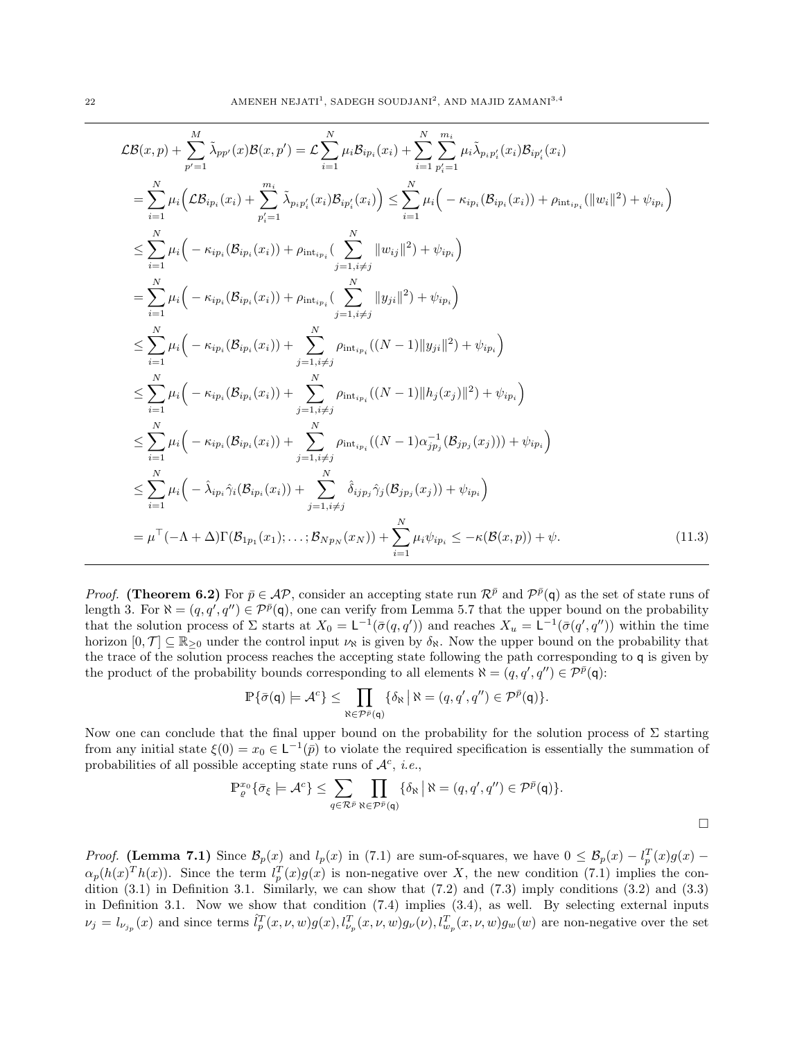$$
\begin{aligned}
&\mathcal{L}\mathcal{B}(x,p)+\sum_{p'=1}^{M}\tilde{\lambda}_{pp'}(x)\mathcal{B}(x,p')=\mathcal{L}\sum_{i=1}^{N}\mu_i\mathcal{B}_{ip_i}(x_i)+\sum_{i=1}^{N}\sum_{p_i'=1}^{m_i}\mu_i\tilde{\lambda}_{p_ip_i'}(x_i)\mathcal{B}_{ip_i'}(x_i)\\
&=\sum_{i=1}^{N}\mu_i\Big(\mathcal{L}\mathcal{B}_{ip_i}(x_i)+\sum_{p_i'=1}^{m_i}\tilde{\lambda}_{p_ip_i'}(x_i)\mathcal{B}_{ip_i'}(x_i)\Big)\leq\sum_{i=1}^{N}\mu_i\Big(-\kappa_{ip_i}(\mathcal{B}_{ip_i}(x_i))+\rho_{\mathrm{int}_{ip_i}}(\Vert w_i\Vert^2)+\psi_{ip_i}\Big)\\
&\leq\sum_{i=1}^{N}\mu_i\Big(-\kappa_{ip_i}(\mathcal{B}_{ip_i}(x_i))+\rho_{\mathrm{int}_{ip_i}}(\sum_{j=1,i\neq j}^{N}\Vert w_{ij}\Vert^2)+\psi_{ip_i}\Big)\\
&=\sum_{i=1}^{N}\mu_i\Big(-\kappa_{ip_i}(\mathcal{B}_{ip_i}(x_i))+\rho_{\mathrm{int}_{ip_i}}(\sum_{j=1,i\neq j}^{N}\Vert y_{ji}\Vert^2)+\psi_{ip_i}\Big)\\
&\leq\sum_{i=1}^{N}\mu_i\Big(-\kappa_{ip_i}(\mathcal{B}_{ip_i}(x_i))+\sum_{j=1,i\neq j}^{N}\rho_{\mathrm{int}_{ip_i}}((N-1)\Vert y_{ji}\Vert^2)+\psi_{ip_i}\Big)\\
&\leq\sum_{i=1}^{N}\mu_i\Big(-\kappa_{ip_i}(\mathcal{B}_{ip_i}(x_i))+\sum_{j=1,i\neq j}^{N}\rho_{\mathrm{int}_{ip_i}}((N-1)\Vert h_j(x_j)\Vert^2)+\psi_{ip_i}\Big)\\
&\leq\sum_{i=1}^{N}\mu_i\Big(-\kappa_{ip_i}(\mathcal{B}_{ip_i}(x_i))+\sum_{j=1,i\neq j}^{N}\rho_{\mathrm{int}_{ip_i}}((N-1)\alpha_{jp_j}^{-1}(\mathcal{B}_{jp_j}(x_j)))+\psi_{ip_i}\Big)\\
&\leq\sum_{i=1}^{N}\mu_i\Big(-\hat{\lambda}_{ip_i}\hat{\gamma}_i(\mathcal{B}_{ip_i}(x_i))+\sum_{j=1,i\neq j}^{N}\hat{\delta}_{ijp_j}\hat{\gamma}_j(\mathcal{B}_{jp_j}(x_j))+\psi_{ip_i}\Big)\\
&=\mu^\top(-\Lambda+\Delta)\Gamma(\mathcal{B}_{1p_1}(x_1);\ldots;\mathcal{B}_{Np_N}(x_N))+\sum_{i=1}^{N}\mu_i\psi_{ip_i}\leq-\kappa(\mathcal{B}(x,p))+\psi. \qquad (11.3)
\end{aligned}
$$

*Proof.* **(Theorem 6.2)** For $\bar{p}\in\mathcal{AP}$, consider an accepting state run $\mathcal{R}^{\bar{p}}$ and $\mathcal{P}^{\bar{p}}(\mathsf{q})$ as the set of state runs of length 3. For $\aleph=(q,q',q'')\in\mathcal{P}^{\bar{p}}(\mathsf{q})$, one can verify from Lemma 5.7 that the upper bound on the probability that the solution process of $\Sigma$ starts at $X_0=\mathsf{L}^{-1}(\bar{\sigma}(q,q'))$ and reaches $X_u=\mathsf{L}^{-1}(\bar{\sigma}(q',q''))$ within the time horizon $[0,\mathcal{T}]\subseteq\mathbb{R}_{\geq0}$ under the control input $\nu_\aleph$ is given by $\delta_\aleph$. Now the upper bound on the probability that the trace of the solution process reaches the accepting state following the path corresponding to $\mathsf{q}$ is given by the product of the probability bounds corresponding to all elements $\aleph=(q,q',q'')\in\mathcal{P}^{\bar{p}}(\mathsf{q})$:

$$\mathbb{P}\{\bar{\sigma}(\mathsf{q})\models\mathcal{A}^c\}\leq\prod_{\aleph\in\mathcal{P}^{\bar{p}}(\mathsf{q})}\{\delta_\aleph\,\big|\,\aleph=(q,q',q'')\in\mathcal{P}^{\bar{p}}(\mathsf{q})\}.$$

Now one can conclude that the final upper bound on the probability for the solution process of $\Sigma$ starting from any initial state $\xi(0)=x_0\in\mathsf{L}^{-1}(\bar{p})$ to violate the required specification is essentially the summation of probabilities of all possible accepting state runs of $\mathcal{A}^c$, *i.e.*,

$$\mathbb{P}_{\varrho}^{x_0}\{\bar{\sigma}_\xi\models\mathcal{A}^c\}\leq\sum_{q\in\mathcal{R}^{\bar{p}}}\prod_{\aleph\in\mathcal{P}^{\bar{p}}(\mathsf{q})}\{\delta_\aleph\,\big|\,\aleph=(q,q',q'')\in\mathcal{P}^{\bar{p}}(\mathsf{q})\}.$$

□

*Proof.* **(Lemma 7.1)** Since $\mathcal{B}_p(x)$ and $l_p(x)$ in (7.1) are sum-of-squares, we have $0\leq\mathcal{B}_p(x)-l_p^T(x)g(x)-\alpha_p(h(x)^Th(x))$. Since the term $l_p^T(x)g(x)$ is non-negative over $X$, the new condition (7.1) implies the condition (3.1) in Definition 3.1. Similarly, we can show that (7.2) and (7.3) imply conditions (3.2) and (3.3) in Definition 3.1. Now we show that condition (7.4) implies (3.4), as well. By selecting external inputs $\nu_j=l_{\nu_{j_p}}(x)$ and since terms $\hat{l}_p^T(x,\nu,w)g(x),l_{\nu_p}^T(x,\nu,w)g_\nu(\nu),l_{w_p}^T(x,\nu,w)g_w(w)$ are non-negative over the set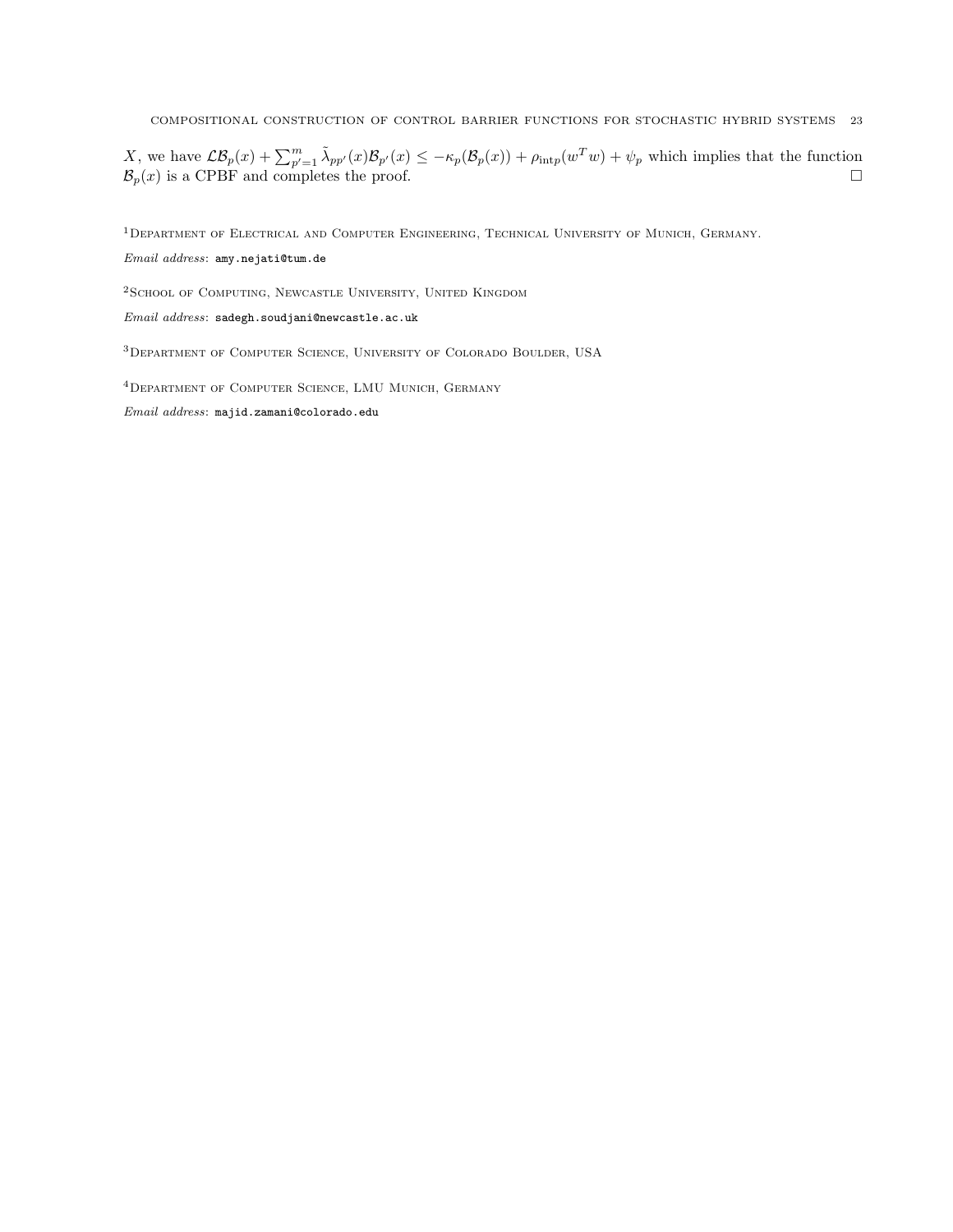$X$, we have $\mathcal{L}\mathcal{B}_p(x) + \sum_{p'=1}^{m} \tilde{\lambda}_{pp'}(x)\mathcal{B}_{p'}(x) \leq -\kappa_p(\mathcal{B}_p(x)) + \rho_{\text{int}p}(w^T w) + \psi_p$ which implies that the function $\mathcal{B}_p(x)$ is a CPBF and completes the proof. □

[1] Department of Electrical and Computer Engineering, Technical University of Munich, Germany.

*Email address*: amy.nejati@tum.de

[2] School of Computing, Newcastle University, United Kingdom

*Email address*: sadegh.soudjani@newcastle.ac.uk

[3] Department of Computer Science, University of Colorado Boulder, USA

[4] Department of Computer Science, LMU Munich, Germany

*Email address*: majid.zamani@colorado.edu